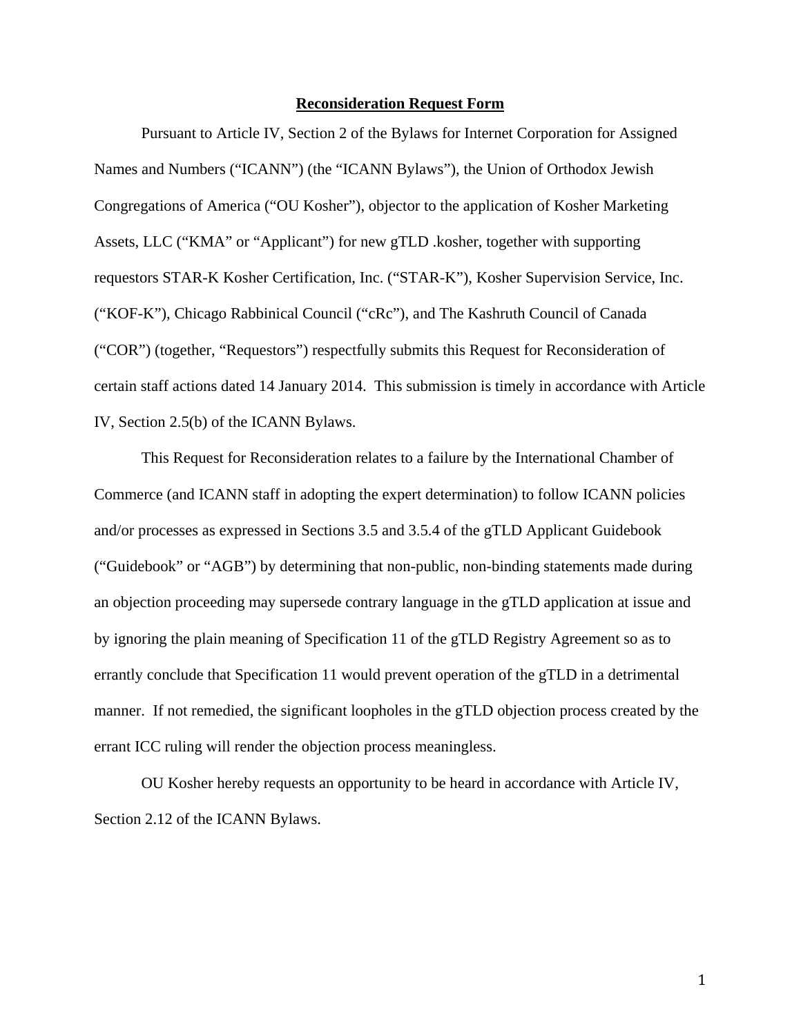# **Reconsideration Request Form**

Pursuant to Article IV, Section 2 of the Bylaws for Internet Corporation for Assigned Names and Numbers ("ICANN") (the "ICANN Bylaws"), the Union of Orthodox Jewish Congregations of America ("OU Kosher"), objector to the application of Kosher Marketing Assets, LLC ("KMA" or "Applicant") for new gTLD .kosher, together with supporting requestors STAR-K Kosher Certification, Inc. ("STAR-K"), Kosher Supervision Service, Inc. ("KOF-K"), Chicago Rabbinical Council ("cRc"), and The Kashruth Council of Canada ("COR") (together, "Requestors") respectfully submits this Request for Reconsideration of certain staff actions dated 14 January 2014. This submission is timely in accordance with Article IV, Section 2.5(b) of the ICANN Bylaws.

This Request for Reconsideration relates to a failure by the International Chamber of Commerce (and ICANN staff in adopting the expert determination) to follow ICANN policies and/or processes as expressed in Sections 3.5 and 3.5.4 of the gTLD Applicant Guidebook ("Guidebook" or "AGB") by determining that non-public, non-binding statements made during an objection proceeding may supersede contrary language in the gTLD application at issue and by ignoring the plain meaning of Specification 11 of the gTLD Registry Agreement so as to errantly conclude that Specification 11 would prevent operation of the gTLD in a detrimental manner. If not remedied, the significant loopholes in the gTLD objection process created by the errant ICC ruling will render the objection process meaningless.

OU Kosher hereby requests an opportunity to be heard in accordance with Article IV, Section 2.12 of the ICANN Bylaws.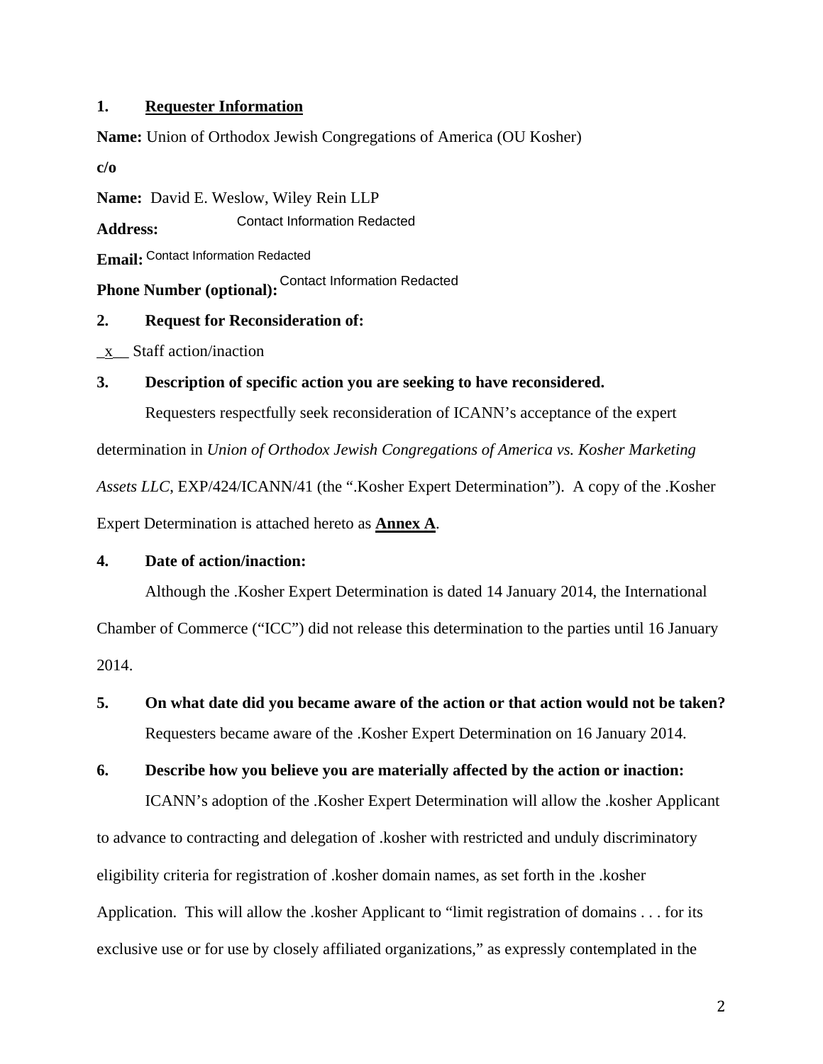1. **Requester Information**

**Name:** Union of Orthodox Jewish Congregations of America (OU Kosher)

**c/o**

**Name:** David E. Weslow, Wiley Rein LLP

**Address:** Contact Information Redacted

**Email:** Contact Information Redacted

**Phone Number (optional):** Contact Information Redacted

2. **Request for Reconsideration of:**

_x__ Staff action/inaction

3. **Description of specific action you are seeking to have reconsidered.**

Requesters respectfully seek reconsideration of ICANN's acceptance of the expert determination in *Union of Orthodox Jewish Congregations of America vs. Kosher Marketing Assets LLC*, EXP/424/ICANN/41 (the ".Kosher Expert Determination"). A copy of the .Kosher Expert Determination is attached hereto as **Annex A**.

4. **Date of action/inaction:**

Although the .Kosher Expert Determination is dated 14 January 2014, the International Chamber of Commerce ("ICC") did not release this determination to the parties until 16 January 2014.

5. **On what date did you became aware of the action or that action would not be taken?**

Requesters became aware of the .Kosher Expert Determination on 16 January 2014.

6. **Describe how you believe you are materially affected by the action or inaction:**

ICANN's adoption of the .Kosher Expert Determination will allow the .kosher Applicant to advance to contracting and delegation of .kosher with restricted and unduly discriminatory eligibility criteria for registration of .kosher domain names, as set forth in the .kosher Application. This will allow the .kosher Applicant to "limit registration of domains . . . for its exclusive use or for use by closely affiliated organizations," as expressly contemplated in the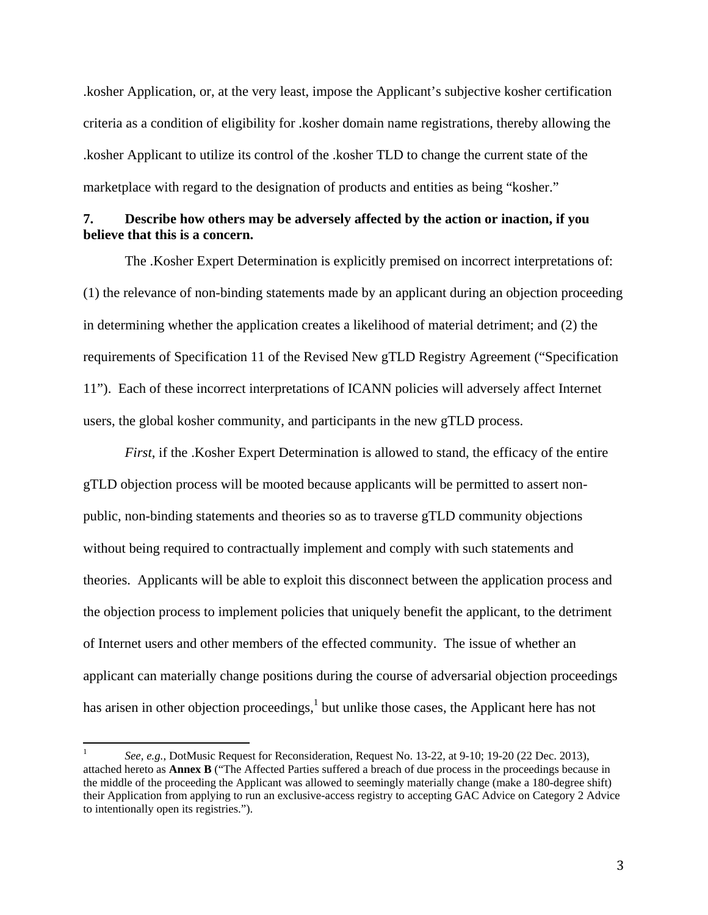.kosher Application, or, at the very least, impose the Applicant's subjective kosher certification criteria as a condition of eligibility for .kosher domain name registrations, thereby allowing the .kosher Applicant to utilize its control of the .kosher TLD to change the current state of the marketplace with regard to the designation of products and entities as being "kosher."

**7. Describe how others may be adversely affected by the action or inaction, if you believe that this is a concern.**

The .Kosher Expert Determination is explicitly premised on incorrect interpretations of: (1) the relevance of non-binding statements made by an applicant during an objection proceeding in determining whether the application creates a likelihood of material detriment; and (2) the requirements of Specification 11 of the Revised New gTLD Registry Agreement ("Specification 11"). Each of these incorrect interpretations of ICANN policies will adversely affect Internet users, the global kosher community, and participants in the new gTLD process.

*First*, if the .Kosher Expert Determination is allowed to stand, the efficacy of the entire gTLD objection process will be mooted because applicants will be permitted to assert non-public, non-binding statements and theories so as to traverse gTLD community objections without being required to contractually implement and comply with such statements and theories. Applicants will be able to exploit this disconnect between the application process and the objection process to implement policies that uniquely benefit the applicant, to the detriment of Internet users and other members of the effected community. The issue of whether an applicant can materially change positions during the course of adversarial objection proceedings has arisen in other objection proceedings,[1] but unlike those cases, the Applicant here has not

[1] *See, e.g.*, DotMusic Request for Reconsideration, Request No. 13-22, at 9-10; 19-20 (22 Dec. 2013), attached hereto as **Annex B** ("The Affected Parties suffered a breach of due process in the proceedings because in the middle of the proceeding the Applicant was allowed to seemingly materially change (make a 180-degree shift) their Application from applying to run an exclusive-access registry to accepting GAC Advice on Category 2 Advice to intentionally open its registries.").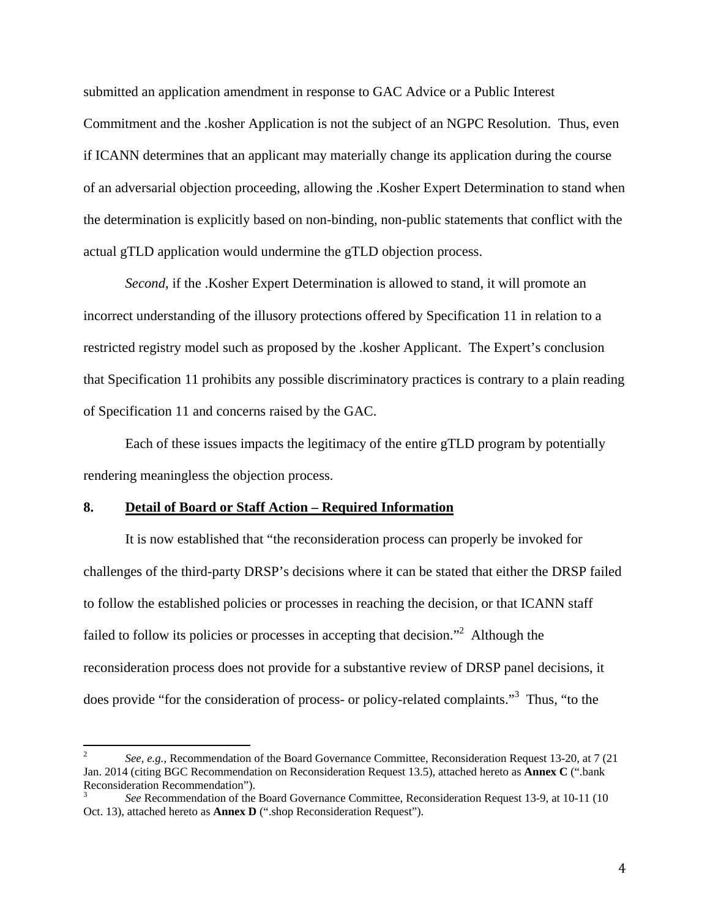submitted an application amendment in response to GAC Advice or a Public Interest Commitment and the .kosher Application is not the subject of an NGPC Resolution. Thus, even if ICANN determines that an applicant may materially change its application during the course of an adversarial objection proceeding, allowing the .Kosher Expert Determination to stand when the determination is explicitly based on non-binding, non-public statements that conflict with the actual gTLD application would undermine the gTLD objection process.

*Second*, if the .Kosher Expert Determination is allowed to stand, it will promote an incorrect understanding of the illusory protections offered by Specification 11 in relation to a restricted registry model such as proposed by the .kosher Applicant. The Expert's conclusion that Specification 11 prohibits any possible discriminatory practices is contrary to a plain reading of Specification 11 and concerns raised by the GAC.

Each of these issues impacts the legitimacy of the entire gTLD program by potentially rendering meaningless the objection process.

## 8. Detail of Board or Staff Action – Required Information

It is now established that "the reconsideration process can properly be invoked for challenges of the third-party DRSP's decisions where it can be stated that either the DRSP failed to follow the established policies or processes in reaching the decision, or that ICANN staff failed to follow its policies or processes in accepting that decision."[2] Although the reconsideration process does not provide for a substantive review of DRSP panel decisions, it does provide "for the consideration of process- or policy-related complaints."[3] Thus, "to the

---

[2] *See, e.g.*, Recommendation of the Board Governance Committee, Reconsideration Request 13-20, at 7 (21 Jan. 2014 (citing BGC Recommendation on Reconsideration Request 13.5), attached hereto as **Annex C** (".bank Reconsideration Recommendation").

[3] *See* Recommendation of the Board Governance Committee, Reconsideration Request 13-9, at 10-11 (10 Oct. 13), attached hereto as **Annex D** (".shop Reconsideration Request").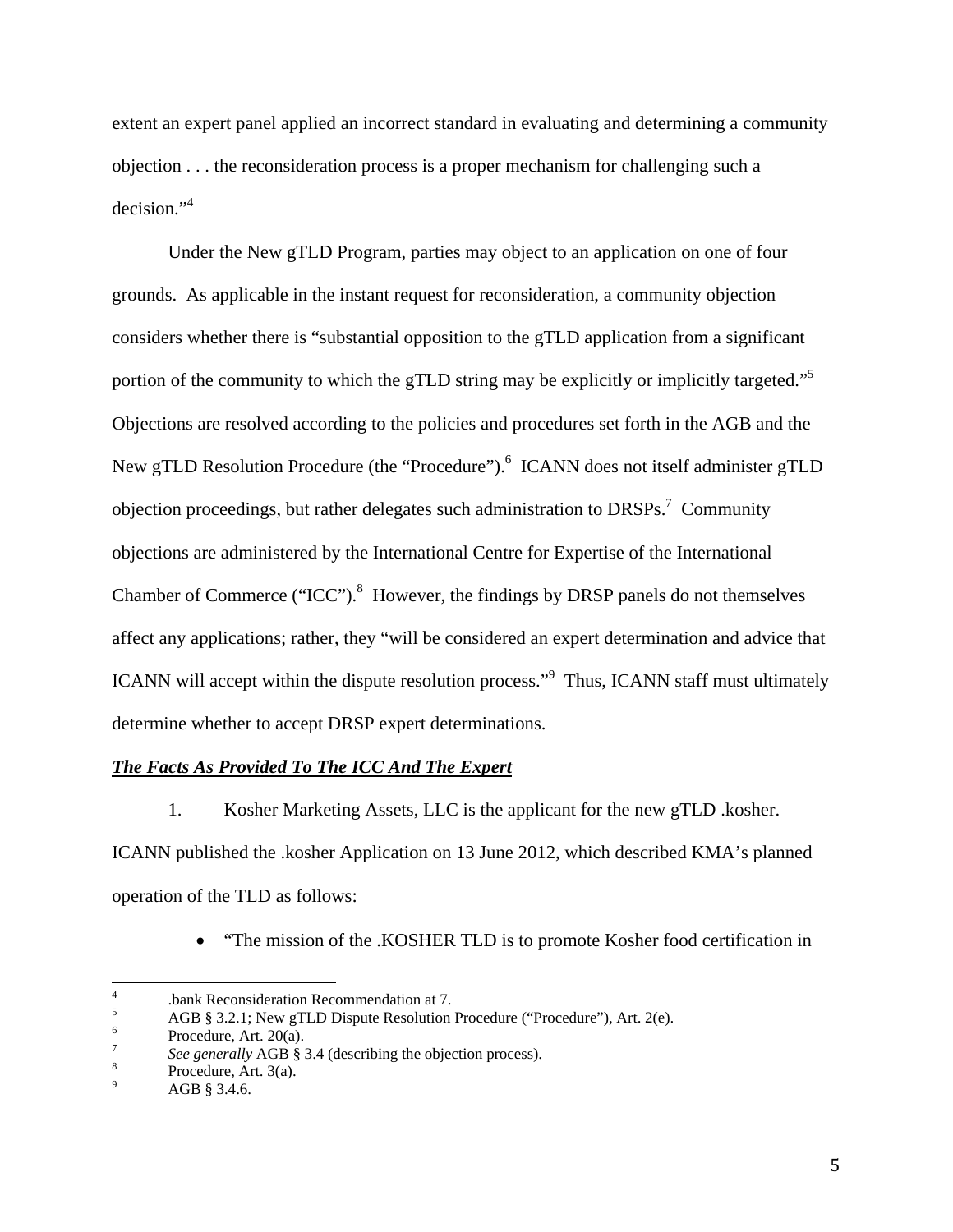extent an expert panel applied an incorrect standard in evaluating and determining a community objection . . . the reconsideration process is a proper mechanism for challenging such a decision."[4]

Under the New gTLD Program, parties may object to an application on one of four grounds. As applicable in the instant request for reconsideration, a community objection considers whether there is "substantial opposition to the gTLD application from a significant portion of the community to which the gTLD string may be explicitly or implicitly targeted."[5] Objections are resolved according to the policies and procedures set forth in the AGB and the New gTLD Resolution Procedure (the "Procedure").[6] ICANN does not itself administer gTLD objection proceedings, but rather delegates such administration to DRSPs.[7] Community objections are administered by the International Centre for Expertise of the International Chamber of Commerce ("ICC").[8] However, the findings by DRSP panels do not themselves affect any applications; rather, they "will be considered an expert determination and advice that ICANN will accept within the dispute resolution process."[9] Thus, ICANN staff must ultimately determine whether to accept DRSP expert determinations.

***The Facts As Provided To The ICC And The Expert***

1. Kosher Marketing Assets, LLC is the applicant for the new gTLD .kosher. ICANN published the .kosher Application on 13 June 2012, which described KMA's planned operation of the TLD as follows:

- "The mission of the .KOSHER TLD is to promote Kosher food certification in

---

[4] .bank Reconsideration Recommendation at 7.
[5] AGB § 3.2.1; New gTLD Dispute Resolution Procedure ("Procedure"), Art. 2(e).
[6] Procedure, Art. 20(a).
[7] *See generally* AGB § 3.4 (describing the objection process).
[8] Procedure, Art. 3(a).
[9] AGB § 3.4.6.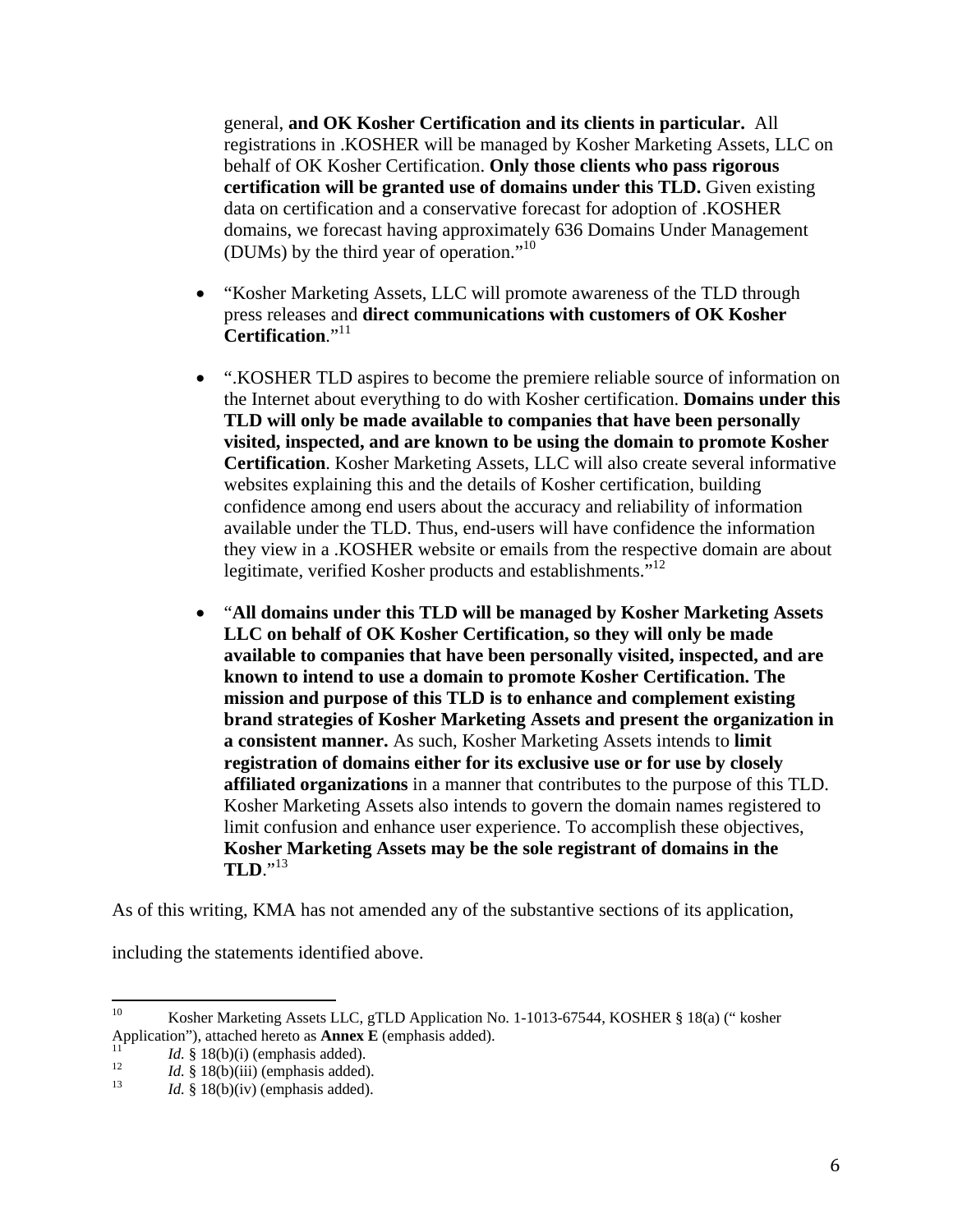general, **and OK Kosher Certification and its clients in particular.** All registrations in .KOSHER will be managed by Kosher Marketing Assets, LLC on behalf of OK Kosher Certification. **Only those clients who pass rigorous certification will be granted use of domains under this TLD.** Given existing data on certification and a conservative forecast for adoption of .KOSHER domains, we forecast having approximately 636 Domains Under Management (DUMs) by the third year of operation."[10]

- "Kosher Marketing Assets, LLC will promote awareness of the TLD through press releases and **direct communications with customers of OK Kosher Certification**."[11]

- ".KOSHER TLD aspires to become the premiere reliable source of information on the Internet about everything to do with Kosher certification. **Domains under this TLD will only be made available to companies that have been personally visited, inspected, and are known to be using the domain to promote Kosher Certification**. Kosher Marketing Assets, LLC will also create several informative websites explaining this and the details of Kosher certification, building confidence among end users about the accuracy and reliability of information available under the TLD. Thus, end-users will have confidence the information they view in a .KOSHER website or emails from the respective domain are about legitimate, verified Kosher products and establishments."[12]

- "**All domains under this TLD will be managed by Kosher Marketing Assets LLC on behalf of OK Kosher Certification, so they will only be made available to companies that have been personally visited, inspected, and are known to intend to use a domain to promote Kosher Certification. The mission and purpose of this TLD is to enhance and complement existing brand strategies of Kosher Marketing Assets and present the organization in a consistent manner.** As such, Kosher Marketing Assets intends to **limit registration of domains either for its exclusive use or for use by closely affiliated organizations** in a manner that contributes to the purpose of this TLD. Kosher Marketing Assets also intends to govern the domain names registered to limit confusion and enhance user experience. To accomplish these objectives, **Kosher Marketing Assets may be the sole registrant of domains in the TLD**."[13]

As of this writing, KMA has not amended any of the substantive sections of its application, including the statements identified above.

---

[10] Kosher Marketing Assets LLC, gTLD Application No. 1-1013-67544, KOSHER § 18(a) (" kosher Application"), attached hereto as **Annex E** (emphasis added).

[11] *Id.* § 18(b)(i) (emphasis added).

[12] *Id.* § 18(b)(iii) (emphasis added).

[13] *Id.* § 18(b)(iv) (emphasis added).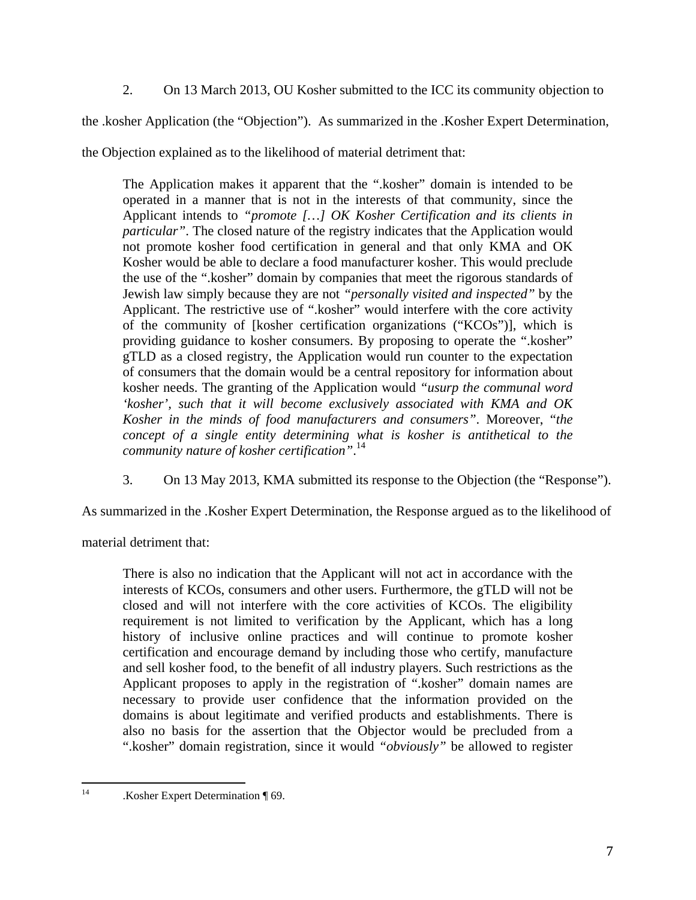2. On 13 March 2013, OU Kosher submitted to the ICC its community objection to the .kosher Application (the "Objection"). As summarized in the .Kosher Expert Determination, the Objection explained as to the likelihood of material detriment that:

> The Application makes it apparent that the ".kosher" domain is intended to be operated in a manner that is not in the interests of that community, since the Applicant intends to *"promote […] OK Kosher Certification and its clients in particular"*. The closed nature of the registry indicates that the Application would not promote kosher food certification in general and that only KMA and OK Kosher would be able to declare a food manufacturer kosher. This would preclude the use of the ".kosher" domain by companies that meet the rigorous standards of Jewish law simply because they are not *"personally visited and inspected"* by the Applicant. The restrictive use of ".kosher" would interfere with the core activity of the community of [kosher certification organizations ("KCOs")], which is providing guidance to kosher consumers. By proposing to operate the ".kosher" gTLD as a closed registry, the Application would run counter to the expectation of consumers that the domain would be a central repository for information about kosher needs. The granting of the Application would *"usurp the communal word 'kosher', such that it will become exclusively associated with KMA and OK Kosher in the minds of food manufacturers and consumers"*. Moreover, "*the concept of a single entity determining what is kosher is antithetical to the community nature of kosher certification"*.[14]

3. On 13 May 2013, KMA submitted its response to the Objection (the "Response"). As summarized in the .Kosher Expert Determination, the Response argued as to the likelihood of material detriment that:

> There is also no indication that the Applicant will not act in accordance with the interests of KCOs, consumers and other users. Furthermore, the gTLD will not be closed and will not interfere with the core activities of KCOs. The eligibility requirement is not limited to verification by the Applicant, which has a long history of inclusive online practices and will continue to promote kosher certification and encourage demand by including those who certify, manufacture and sell kosher food, to the benefit of all industry players. Such restrictions as the Applicant proposes to apply in the registration of ".kosher" domain names are necessary to provide user confidence that the information provided on the domains is about legitimate and verified products and establishments. There is also no basis for the assertion that the Objector would be precluded from a ".kosher" domain registration, since it would *"obviously"* be allowed to register

---

[14] .Kosher Expert Determination ¶ 69.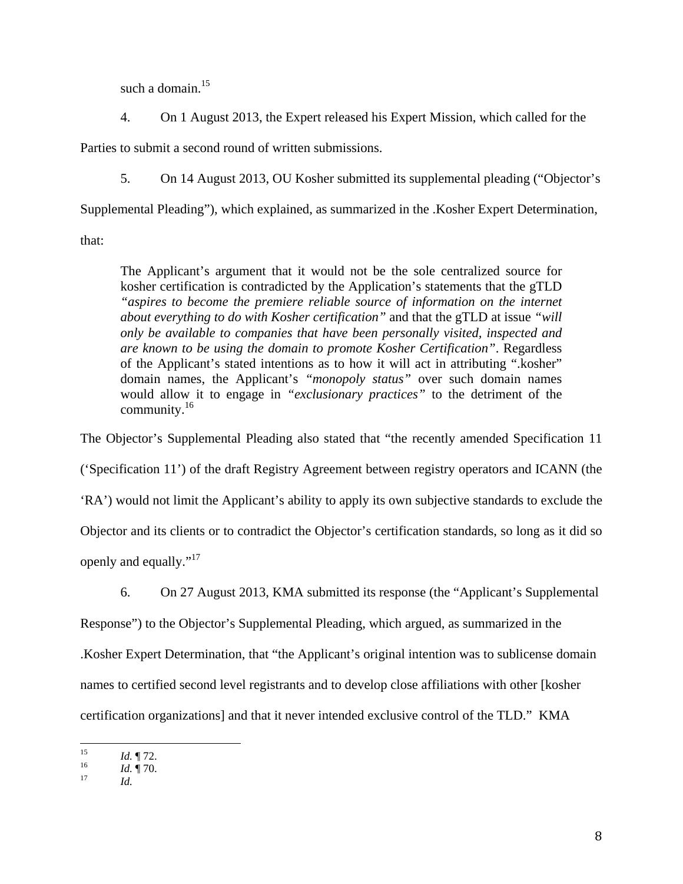such a domain.[15]

4. On 1 August 2013, the Expert released his Expert Mission, which called for the Parties to submit a second round of written submissions.

5. On 14 August 2013, OU Kosher submitted its supplemental pleading ("Objector's Supplemental Pleading"), which explained, as summarized in the .Kosher Expert Determination, that:

> The Applicant's argument that it would not be the sole centralized source for kosher certification is contradicted by the Application's statements that the gTLD *"aspires to become the premiere reliable source of information on the internet about everything to do with Kosher certification"* and that the gTLD at issue *"will only be available to companies that have been personally visited, inspected and are known to be using the domain to promote Kosher Certification"*. Regardless of the Applicant's stated intentions as to how it will act in attributing ".kosher" domain names, the Applicant's *"monopoly status"* over such domain names would allow it to engage in *"exclusionary practices"* to the detriment of the community.[16]

The Objector's Supplemental Pleading also stated that "the recently amended Specification 11 ('Specification 11') of the draft Registry Agreement between registry operators and ICANN (the 'RA') would not limit the Applicant's ability to apply its own subjective standards to exclude the Objector and its clients or to contradict the Objector's certification standards, so long as it did so openly and equally."[17]

6. On 27 August 2013, KMA submitted its response (the "Applicant's Supplemental Response") to the Objector's Supplemental Pleading, which argued, as summarized in the .Kosher Expert Determination, that "the Applicant's original intention was to sublicense domain names to certified second level registrants and to develop close affiliations with other [kosher certification organizations] and that it never intended exclusive control of the TLD." KMA

---

[15] *Id.* ¶ 72.

[16] *Id.* ¶ 70.

[17] *Id.*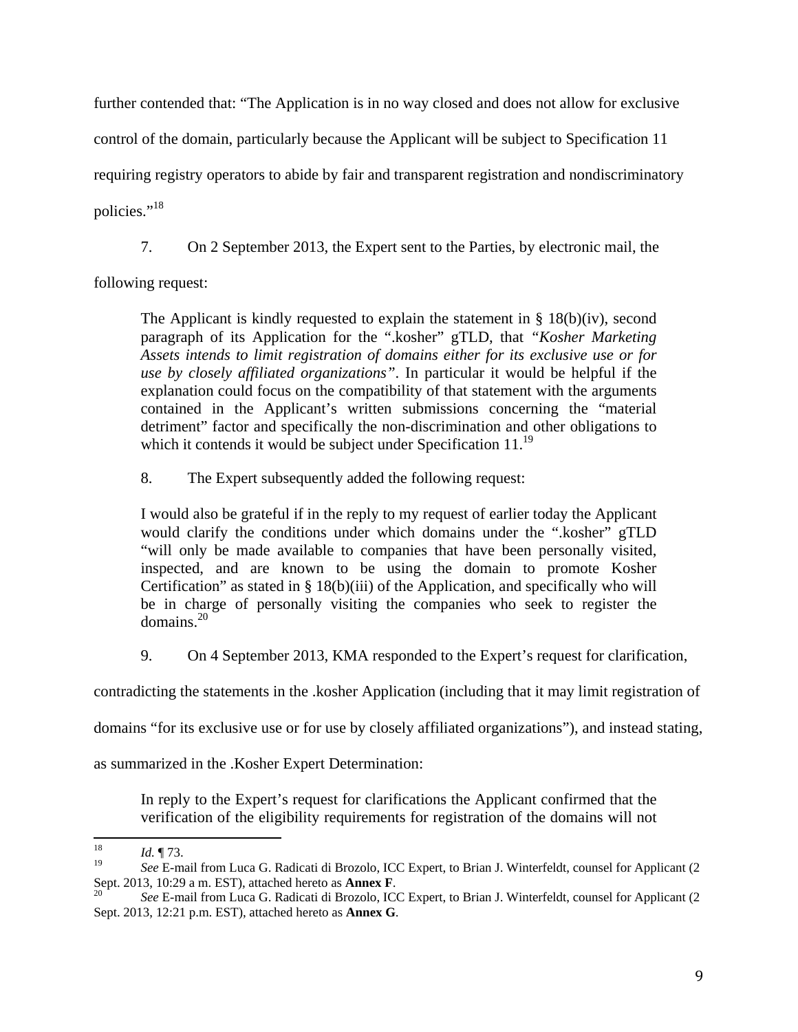further contended that: "The Application is in no way closed and does not allow for exclusive control of the domain, particularly because the Applicant will be subject to Specification 11 requiring registry operators to abide by fair and transparent registration and nondiscriminatory policies."[18]

7. On 2 September 2013, the Expert sent to the Parties, by electronic mail, the following request:

> The Applicant is kindly requested to explain the statement in § 18(b)(iv), second paragraph of its Application for the ".kosher" gTLD, that *"Kosher Marketing Assets intends to limit registration of domains either for its exclusive use or for use by closely affiliated organizations"*. In particular it would be helpful if the explanation could focus on the compatibility of that statement with the arguments contained in the Applicant's written submissions concerning the "material detriment" factor and specifically the non-discrimination and other obligations to which it contends it would be subject under Specification 11.[19]

8. The Expert subsequently added the following request:

> I would also be grateful if in the reply to my request of earlier today the Applicant would clarify the conditions under which domains under the ".kosher" gTLD "will only be made available to companies that have been personally visited, inspected, and are known to be using the domain to promote Kosher Certification" as stated in § 18(b)(iii) of the Application, and specifically who will be in charge of personally visiting the companies who seek to register the domains.[20]

9. On 4 September 2013, KMA responded to the Expert's request for clarification, contradicting the statements in the .kosher Application (including that it may limit registration of domains "for its exclusive use or for use by closely affiliated organizations"), and instead stating, as summarized in the .Kosher Expert Determination:

> In reply to the Expert's request for clarifications the Applicant confirmed that the verification of the eligibility requirements for registration of the domains will not

---

[18] *Id.* ¶ 73.

[19] *See* E-mail from Luca G. Radicati di Brozolo, ICC Expert, to Brian J. Winterfeldt, counsel for Applicant (2 Sept. 2013, 10:29 a m. EST), attached hereto as **Annex F**.

[20] *See* E-mail from Luca G. Radicati di Brozolo, ICC Expert, to Brian J. Winterfeldt, counsel for Applicant (2 Sept. 2013, 12:21 p.m. EST), attached hereto as **Annex G**.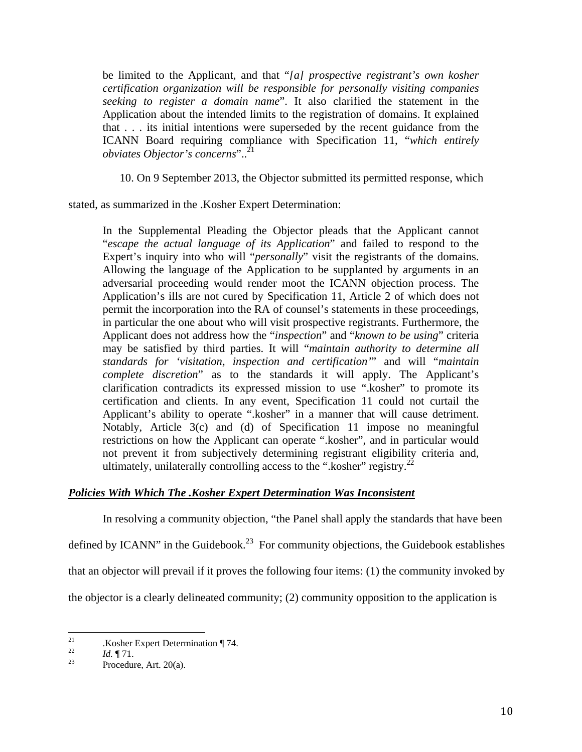> be limited to the Applicant, and that "*[a] prospective registrant's own kosher certification organization will be responsible for personally visiting companies seeking to register a domain name*". It also clarified the statement in the Application about the intended limits to the registration of domains. It explained that . . . its initial intentions were superseded by the recent guidance from the ICANN Board requiring compliance with Specification 11, "*which entirely obviates Objector's concerns*"..[21]

10. On 9 September 2013, the Objector submitted its permitted response, which stated, as summarized in the .Kosher Expert Determination:

> In the Supplemental Pleading the Objector pleads that the Applicant cannot "*escape the actual language of its Application*" and failed to respond to the Expert's inquiry into who will "*personally*" visit the registrants of the domains. Allowing the language of the Application to be supplanted by arguments in an adversarial proceeding would render moot the ICANN objection process. The Application's ills are not cured by Specification 11, Article 2 of which does not permit the incorporation into the RA of counsel's statements in these proceedings, in particular the one about who will visit prospective registrants. Furthermore, the Applicant does not address how the "*inspection*" and "*known to be using*" criteria may be satisfied by third parties. It will "*maintain authority to determine all standards for 'visitation, inspection and certification'*" and will "*maintain complete discretion*" as to the standards it will apply. The Applicant's clarification contradicts its expressed mission to use ".kosher" to promote its certification and clients. In any event, Specification 11 could not curtail the Applicant's ability to operate ".kosher" in a manner that will cause detriment. Notably, Article 3(c) and (d) of Specification 11 impose no meaningful restrictions on how the Applicant can operate ".kosher", and in particular would not prevent it from subjectively determining registrant eligibility criteria and, ultimately, unilaterally controlling access to the ".kosher" registry.[22]

***Policies With Which The .Kosher Expert Determination Was Inconsistent***

In resolving a community objection, "the Panel shall apply the standards that have been defined by ICANN" in the Guidebook.[23] For community objections, the Guidebook establishes that an objector will prevail if it proves the following four items: (1) the community invoked by the objector is a clearly delineated community; (2) community opposition to the application is

---

[21] .Kosher Expert Determination ¶ 74.

[22] *Id.* ¶ 71.

[23] Procedure, Art. 20(a).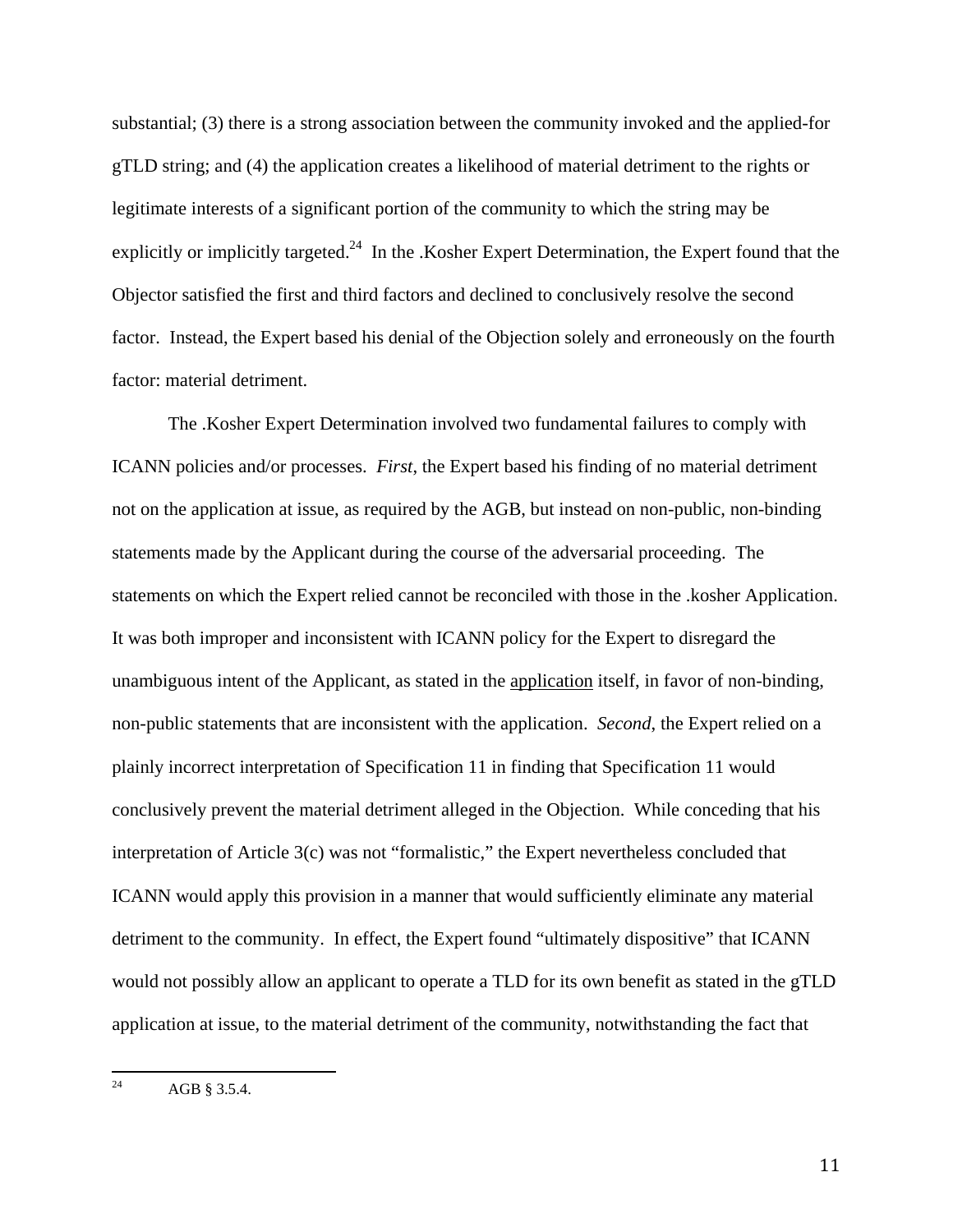substantial; (3) there is a strong association between the community invoked and the applied-for gTLD string; and (4) the application creates a likelihood of material detriment to the rights or legitimate interests of a significant portion of the community to which the string may be explicitly or implicitly targeted.[24] In the .Kosher Expert Determination, the Expert found that the Objector satisfied the first and third factors and declined to conclusively resolve the second factor. Instead, the Expert based his denial of the Objection solely and erroneously on the fourth factor: material detriment.

The .Kosher Expert Determination involved two fundamental failures to comply with ICANN policies and/or processes. *First*, the Expert based his finding of no material detriment not on the application at issue, as required by the AGB, but instead on non-public, non-binding statements made by the Applicant during the course of the adversarial proceeding. The statements on which the Expert relied cannot be reconciled with those in the .kosher Application. It was both improper and inconsistent with ICANN policy for the Expert to disregard the unambiguous intent of the Applicant, as stated in the <u>application</u> itself, in favor of non-binding, non-public statements that are inconsistent with the application. *Second*, the Expert relied on a plainly incorrect interpretation of Specification 11 in finding that Specification 11 would conclusively prevent the material detriment alleged in the Objection. While conceding that his interpretation of Article 3(c) was not "formalistic," the Expert nevertheless concluded that ICANN would apply this provision in a manner that would sufficiently eliminate any material detriment to the community. In effect, the Expert found "ultimately dispositive" that ICANN would not possibly allow an applicant to operate a TLD for its own benefit as stated in the gTLD application at issue, to the material detriment of the community, notwithstanding the fact that

---

[24] AGB § 3.5.4.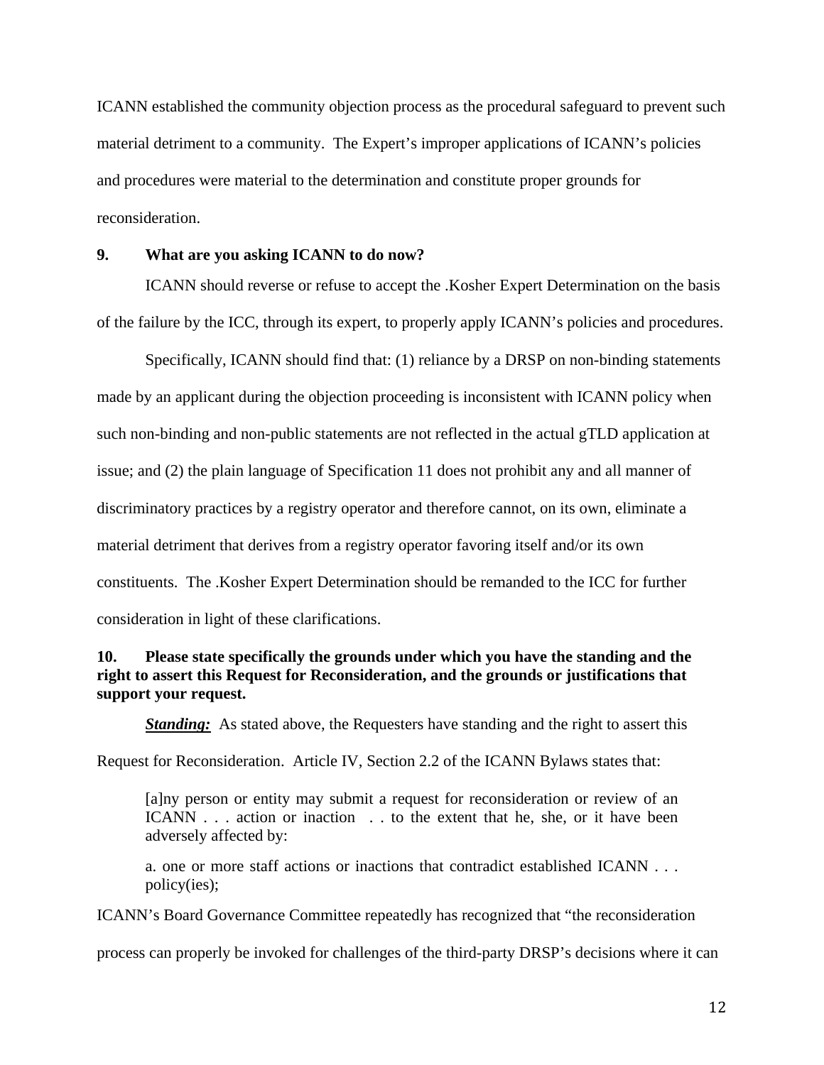ICANN established the community objection process as the procedural safeguard to prevent such material detriment to a community. The Expert's improper applications of ICANN's policies and procedures were material to the determination and constitute proper grounds for reconsideration.

**9. What are you asking ICANN to do now?**

ICANN should reverse or refuse to accept the .Kosher Expert Determination on the basis of the failure by the ICC, through its expert, to properly apply ICANN's policies and procedures.

Specifically, ICANN should find that: (1) reliance by a DRSP on non-binding statements made by an applicant during the objection proceeding is inconsistent with ICANN policy when such non-binding and non-public statements are not reflected in the actual gTLD application at issue; and (2) the plain language of Specification 11 does not prohibit any and all manner of discriminatory practices by a registry operator and therefore cannot, on its own, eliminate a material detriment that derives from a registry operator favoring itself and/or its own constituents. The .Kosher Expert Determination should be remanded to the ICC for further consideration in light of these clarifications.

**10. Please state specifically the grounds under which you have the standing and the right to assert this Request for Reconsideration, and the grounds or justifications that support your request.**

***Standing:*** As stated above, the Requesters have standing and the right to assert this Request for Reconsideration. Article IV, Section 2.2 of the ICANN Bylaws states that:

> [a]ny person or entity may submit a request for reconsideration or review of an ICANN . . . action or inaction . . to the extent that he, she, or it have been adversely affected by:
>
> a. one or more staff actions or inactions that contradict established ICANN . . . policy(ies);

ICANN's Board Governance Committee repeatedly has recognized that "the reconsideration process can properly be invoked for challenges of the third-party DRSP's decisions where it can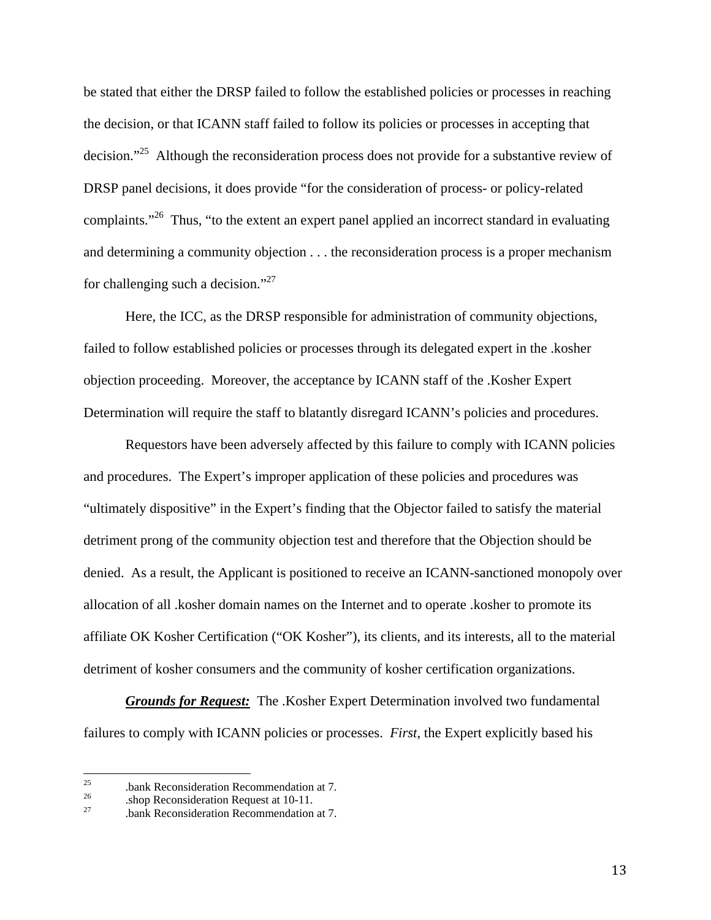be stated that either the DRSP failed to follow the established policies or processes in reaching the decision, or that ICANN staff failed to follow its policies or processes in accepting that decision."[25] Although the reconsideration process does not provide for a substantive review of DRSP panel decisions, it does provide "for the consideration of process- or policy-related complaints."[26] Thus, "to the extent an expert panel applied an incorrect standard in evaluating and determining a community objection . . . the reconsideration process is a proper mechanism for challenging such a decision."[27]

Here, the ICC, as the DRSP responsible for administration of community objections, failed to follow established policies or processes through its delegated expert in the .kosher objection proceeding. Moreover, the acceptance by ICANN staff of the .Kosher Expert Determination will require the staff to blatantly disregard ICANN's policies and procedures.

Requestors have been adversely affected by this failure to comply with ICANN policies and procedures. The Expert's improper application of these policies and procedures was "ultimately dispositive" in the Expert's finding that the Objector failed to satisfy the material detriment prong of the community objection test and therefore that the Objection should be denied. As a result, the Applicant is positioned to receive an ICANN-sanctioned monopoly over allocation of all .kosher domain names on the Internet and to operate .kosher to promote its affiliate OK Kosher Certification ("OK Kosher"), its clients, and its interests, all to the material detriment of kosher consumers and the community of kosher certification organizations.

***Grounds for Request:*** The .Kosher Expert Determination involved two fundamental failures to comply with ICANN policies or processes. *First*, the Expert explicitly based his

---

[25] .bank Reconsideration Recommendation at 7.

[26] .shop Reconsideration Request at 10-11.

[27] .bank Reconsideration Recommendation at 7.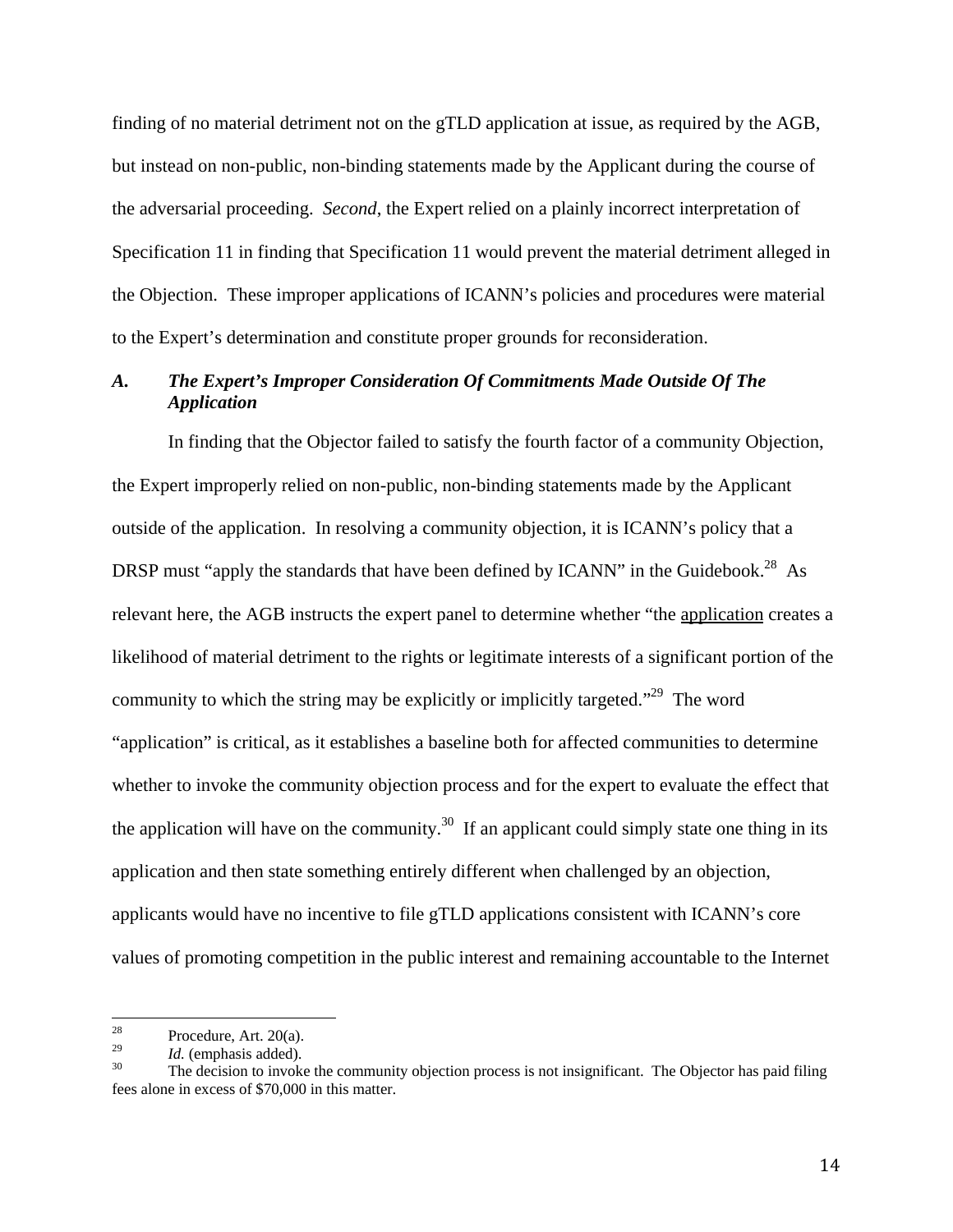finding of no material detriment not on the gTLD application at issue, as required by the AGB, but instead on non-public, non-binding statements made by the Applicant during the course of the adversarial proceeding. *Second*, the Expert relied on a plainly incorrect interpretation of Specification 11 in finding that Specification 11 would prevent the material detriment alleged in the Objection. These improper applications of ICANN's policies and procedures were material to the Expert's determination and constitute proper grounds for reconsideration.

### *A. The Expert's Improper Consideration Of Commitments Made Outside Of The Application*

In finding that the Objector failed to satisfy the fourth factor of a community Objection, the Expert improperly relied on non-public, non-binding statements made by the Applicant outside of the application. In resolving a community objection, it is ICANN's policy that a DRSP must "apply the standards that have been defined by ICANN" in the Guidebook.[28] As relevant here, the AGB instructs the expert panel to determine whether "the <u>application</u> creates a likelihood of material detriment to the rights or legitimate interests of a significant portion of the community to which the string may be explicitly or implicitly targeted."[29] The word "application" is critical, as it establishes a baseline both for affected communities to determine whether to invoke the community objection process and for the expert to evaluate the effect that the application will have on the community.[30] If an applicant could simply state one thing in its application and then state something entirely different when challenged by an objection, applicants would have no incentive to file gTLD applications consistent with ICANN's core values of promoting competition in the public interest and remaining accountable to the Internet

---

[28] Procedure, Art. 20(a).

[29] *Id.* (emphasis added).

[30] The decision to invoke the community objection process is not insignificant. The Objector has paid filing fees alone in excess of $70,000 in this matter.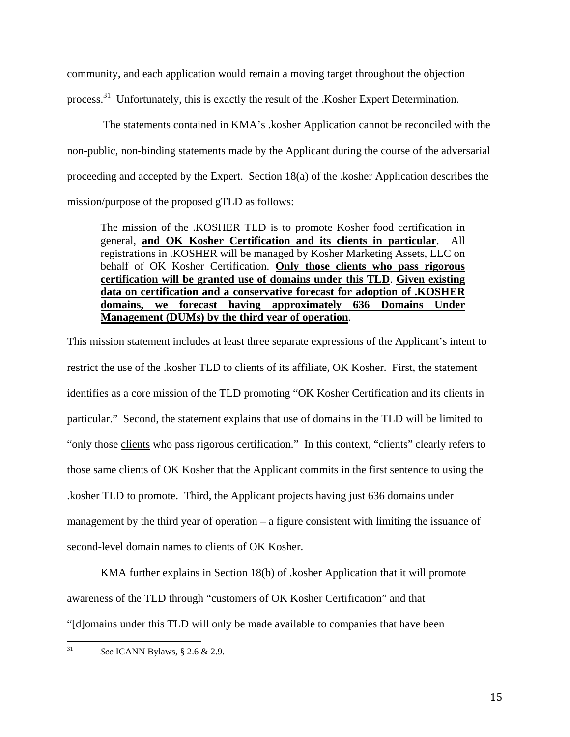community, and each application would remain a moving target throughout the objection process.[31] Unfortunately, this is exactly the result of the .Kosher Expert Determination.

The statements contained in KMA's .kosher Application cannot be reconciled with the non-public, non-binding statements made by the Applicant during the course of the adversarial proceeding and accepted by the Expert. Section 18(a) of the .kosher Application describes the mission/purpose of the proposed gTLD as follows:

> The mission of the .KOSHER TLD is to promote Kosher food certification in general, **<u>and OK Kosher Certification and its clients in particular</u>**. All registrations in .KOSHER will be managed by Kosher Marketing Assets, LLC on behalf of OK Kosher Certification. **<u>Only those clients who pass rigorous certification will be granted use of domains under this TLD</u>**. **<u>Given existing data on certification and a conservative forecast for adoption of .KOSHER domains, we forecast having approximately 636 Domains Under Management (DUMs) by the third year of operation</u>**.

This mission statement includes at least three separate expressions of the Applicant's intent to restrict the use of the .kosher TLD to clients of its affiliate, OK Kosher. First, the statement identifies as a core mission of the TLD promoting "OK Kosher Certification and its clients in particular." Second, the statement explains that use of domains in the TLD will be limited to "only those <u>clients</u> who pass rigorous certification." In this context, "clients" clearly refers to those same clients of OK Kosher that the Applicant commits in the first sentence to using the .kosher TLD to promote. Third, the Applicant projects having just 636 domains under management by the third year of operation – a figure consistent with limiting the issuance of second-level domain names to clients of OK Kosher.

KMA further explains in Section 18(b) of .kosher Application that it will promote awareness of the TLD through "customers of OK Kosher Certification" and that "[d]omains under this TLD will only be made available to companies that have been

---

[31] *See* ICANN Bylaws, § 2.6 & 2.9.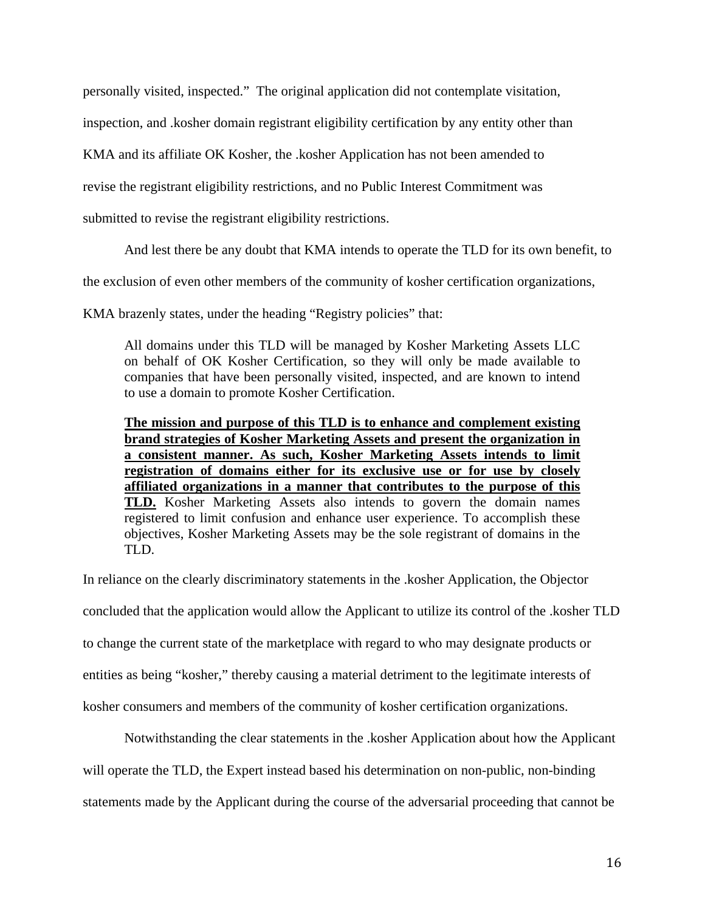personally visited, inspected." The original application did not contemplate visitation, inspection, and .kosher domain registrant eligibility certification by any entity other than KMA and its affiliate OK Kosher, the .kosher Application has not been amended to revise the registrant eligibility restrictions, and no Public Interest Commitment was submitted to revise the registrant eligibility restrictions.

And lest there be any doubt that KMA intends to operate the TLD for its own benefit, to the exclusion of even other members of the community of kosher certification organizations, KMA brazenly states, under the heading "Registry policies" that:

> All domains under this TLD will be managed by Kosher Marketing Assets LLC on behalf of OK Kosher Certification, so they will only be made available to companies that have been personally visited, inspected, and are known to intend to use a domain to promote Kosher Certification.
>
> <u>**The mission and purpose of this TLD is to enhance and complement existing brand strategies of Kosher Marketing Assets and present the organization in a consistent manner. As such, Kosher Marketing Assets intends to limit registration of domains either for its exclusive use or for use by closely affiliated organizations in a manner that contributes to the purpose of this TLD.**</u> Kosher Marketing Assets also intends to govern the domain names registered to limit confusion and enhance user experience. To accomplish these objectives, Kosher Marketing Assets may be the sole registrant of domains in the TLD.

In reliance on the clearly discriminatory statements in the .kosher Application, the Objector concluded that the application would allow the Applicant to utilize its control of the .kosher TLD to change the current state of the marketplace with regard to who may designate products or entities as being "kosher," thereby causing a material detriment to the legitimate interests of kosher consumers and members of the community of kosher certification organizations.

Notwithstanding the clear statements in the .kosher Application about how the Applicant will operate the TLD, the Expert instead based his determination on non-public, non-binding statements made by the Applicant during the course of the adversarial proceeding that cannot be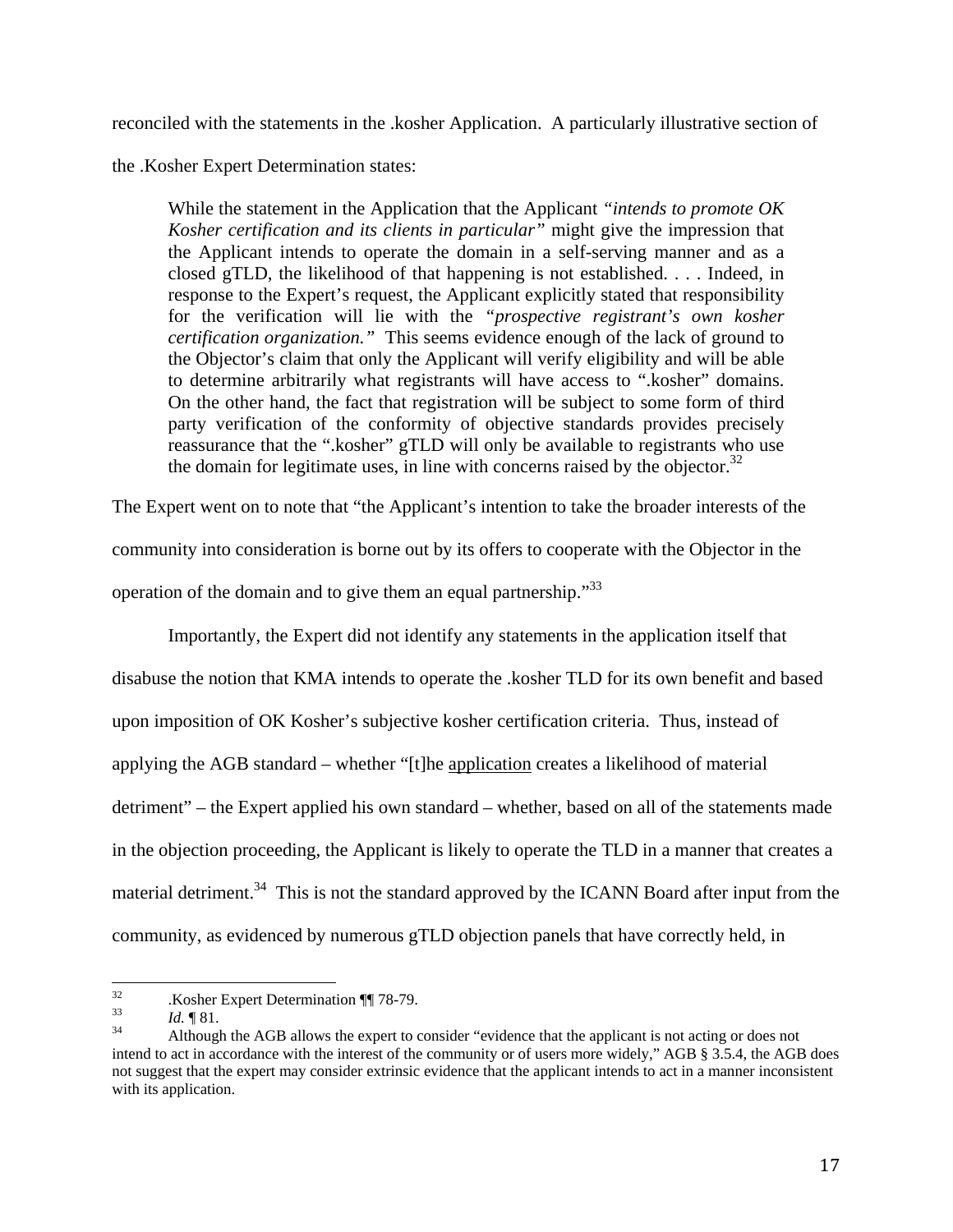reconciled with the statements in the .kosher Application. A particularly illustrative section of the .Kosher Expert Determination states:

> While the statement in the Application that the Applicant *"intends to promote OK Kosher certification and its clients in particular"* might give the impression that the Applicant intends to operate the domain in a self-serving manner and as a closed gTLD, the likelihood of that happening is not established. . . . Indeed, in response to the Expert's request, the Applicant explicitly stated that responsibility for the verification will lie with the *"prospective registrant's own kosher certification organization."* This seems evidence enough of the lack of ground to the Objector's claim that only the Applicant will verify eligibility and will be able to determine arbitrarily what registrants will have access to ".kosher" domains. On the other hand, the fact that registration will be subject to some form of third party verification of the conformity of objective standards provides precisely reassurance that the ".kosher" gTLD will only be available to registrants who use the domain for legitimate uses, in line with concerns raised by the objector.[32]

The Expert went on to note that "the Applicant's intention to take the broader interests of the community into consideration is borne out by its offers to cooperate with the Objector in the operation of the domain and to give them an equal partnership."[33]

Importantly, the Expert did not identify any statements in the application itself that disabuse the notion that KMA intends to operate the .kosher TLD for its own benefit and based upon imposition of OK Kosher's subjective kosher certification criteria. Thus, instead of applying the AGB standard – whether "[t]he <u>application</u> creates a likelihood of material detriment" – the Expert applied his own standard – whether, based on all of the statements made in the objection proceeding, the Applicant is likely to operate the TLD in a manner that creates a material detriment.[34] This is not the standard approved by the ICANN Board after input from the community, as evidenced by numerous gTLD objection panels that have correctly held, in

---

[32] .Kosher Expert Determination ¶¶ 78-79.

[33] *Id.* ¶ 81.

[34] Although the AGB allows the expert to consider "evidence that the applicant is not acting or does not intend to act in accordance with the interest of the community or of users more widely," AGB § 3.5.4, the AGB does not suggest that the expert may consider extrinsic evidence that the applicant intends to act in a manner inconsistent with its application.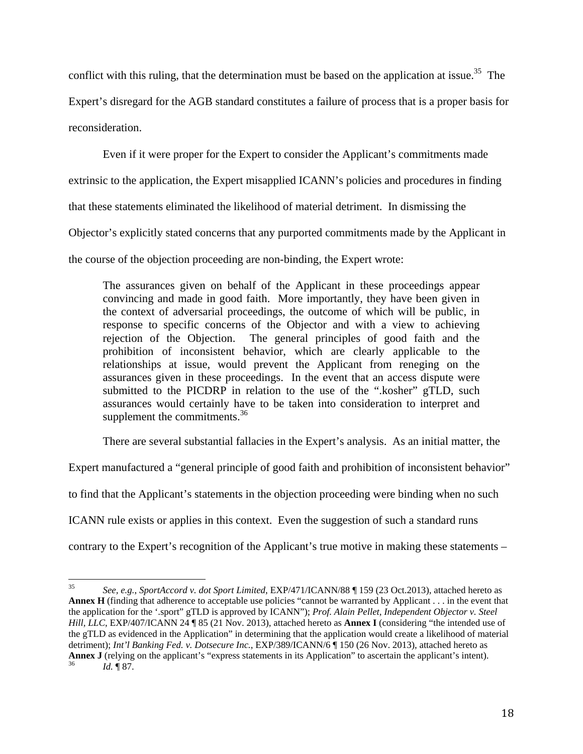conflict with this ruling, that the determination must be based on the application at issue.[35] The Expert's disregard for the AGB standard constitutes a failure of process that is a proper basis for reconsideration.

Even if it were proper for the Expert to consider the Applicant's commitments made extrinsic to the application, the Expert misapplied ICANN's policies and procedures in finding that these statements eliminated the likelihood of material detriment. In dismissing the Objector's explicitly stated concerns that any purported commitments made by the Applicant in the course of the objection proceeding are non-binding, the Expert wrote:

> The assurances given on behalf of the Applicant in these proceedings appear convincing and made in good faith. More importantly, they have been given in the context of adversarial proceedings, the outcome of which will be public, in response to specific concerns of the Objector and with a view to achieving rejection of the Objection. The general principles of good faith and the prohibition of inconsistent behavior, which are clearly applicable to the relationships at issue, would prevent the Applicant from reneging on the assurances given in these proceedings. In the event that an access dispute were submitted to the PICDRP in relation to the use of the ".kosher" gTLD, such assurances would certainly have to be taken into consideration to interpret and supplement the commitments.[36]

There are several substantial fallacies in the Expert's analysis. As an initial matter, the Expert manufactured a "general principle of good faith and prohibition of inconsistent behavior" to find that the Applicant's statements in the objection proceeding were binding when no such ICANN rule exists or applies in this context. Even the suggestion of such a standard runs contrary to the Expert's recognition of the Applicant's true motive in making these statements –

---

[35] *See, e.g., SportAccord v. dot Sport Limited*, EXP/471/ICANN/88 ¶ 159 (23 Oct.2013), attached hereto as **Annex H** (finding that adherence to acceptable use policies "cannot be warranted by Applicant . . . in the event that the application for the '.sport" gTLD is approved by ICANN"); *Prof. Alain Pellet, Independent Objector v. Steel Hill, LLC*, EXP/407/ICANN 24 ¶ 85 (21 Nov. 2013), attached hereto as **Annex I** (considering "the intended use of the gTLD as evidenced in the Application" in determining that the application would create a likelihood of material detriment); *Int'l Banking Fed. v. Dotsecure Inc.*, EXP/389/ICANN/6 ¶ 150 (26 Nov. 2013), attached hereto as **Annex J** (relying on the applicant's "express statements in its Application" to ascertain the applicant's intent).

[36] *Id.* ¶ 87.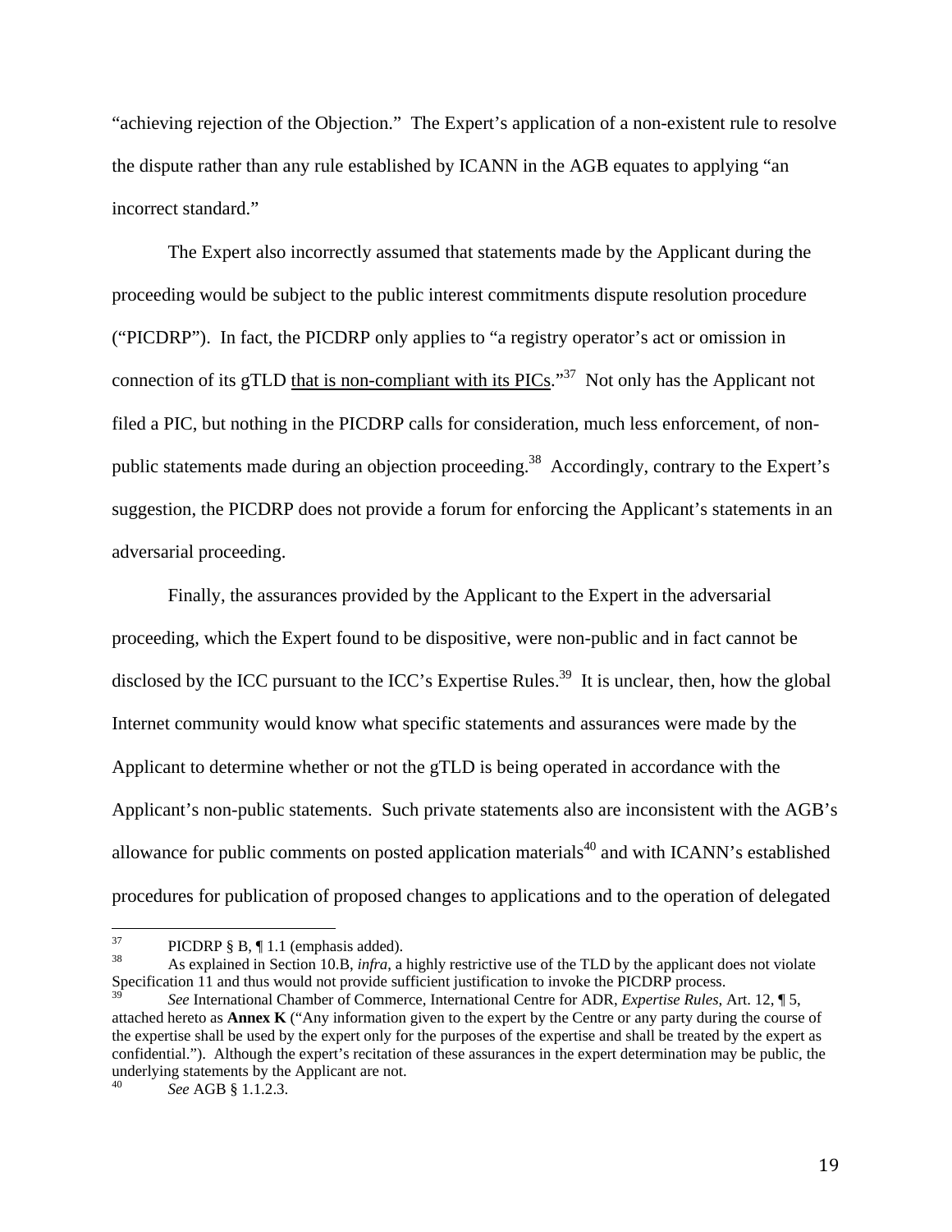"achieving rejection of the Objection." The Expert's application of a non-existent rule to resolve the dispute rather than any rule established by ICANN in the AGB equates to applying "an incorrect standard."

The Expert also incorrectly assumed that statements made by the Applicant during the proceeding would be subject to the public interest commitments dispute resolution procedure ("PICDRP"). In fact, the PICDRP only applies to "a registry operator's act or omission in connection of its gTLD <u>that is non-compliant with its PICs</u>."[37] Not only has the Applicant not filed a PIC, but nothing in the PICDRP calls for consideration, much less enforcement, of non-public statements made during an objection proceeding.[38] Accordingly, contrary to the Expert's suggestion, the PICDRP does not provide a forum for enforcing the Applicant's statements in an adversarial proceeding.

Finally, the assurances provided by the Applicant to the Expert in the adversarial proceeding, which the Expert found to be dispositive, were non-public and in fact cannot be disclosed by the ICC pursuant to the ICC's Expertise Rules.[39] It is unclear, then, how the global Internet community would know what specific statements and assurances were made by the Applicant to determine whether or not the gTLD is being operated in accordance with the Applicant's non-public statements. Such private statements also are inconsistent with the AGB's allowance for public comments on posted application materials[40] and with ICANN's established procedures for publication of proposed changes to applications and to the operation of delegated

---

[37] PICDRP § B, ¶ 1.1 (emphasis added).

[38] As explained in Section 10.B, *infra*, a highly restrictive use of the TLD by the applicant does not violate Specification 11 and thus would not provide sufficient justification to invoke the PICDRP process.

[39] *See* International Chamber of Commerce, International Centre for ADR, *Expertise Rules*, Art. 12, ¶ 5, attached hereto as **Annex K** ("Any information given to the expert by the Centre or any party during the course of the expertise shall be used by the expert only for the purposes of the expertise and shall be treated by the expert as confidential."). Although the expert's recitation of these assurances in the expert determination may be public, the underlying statements by the Applicant are not.

[40] *See* AGB § 1.1.2.3.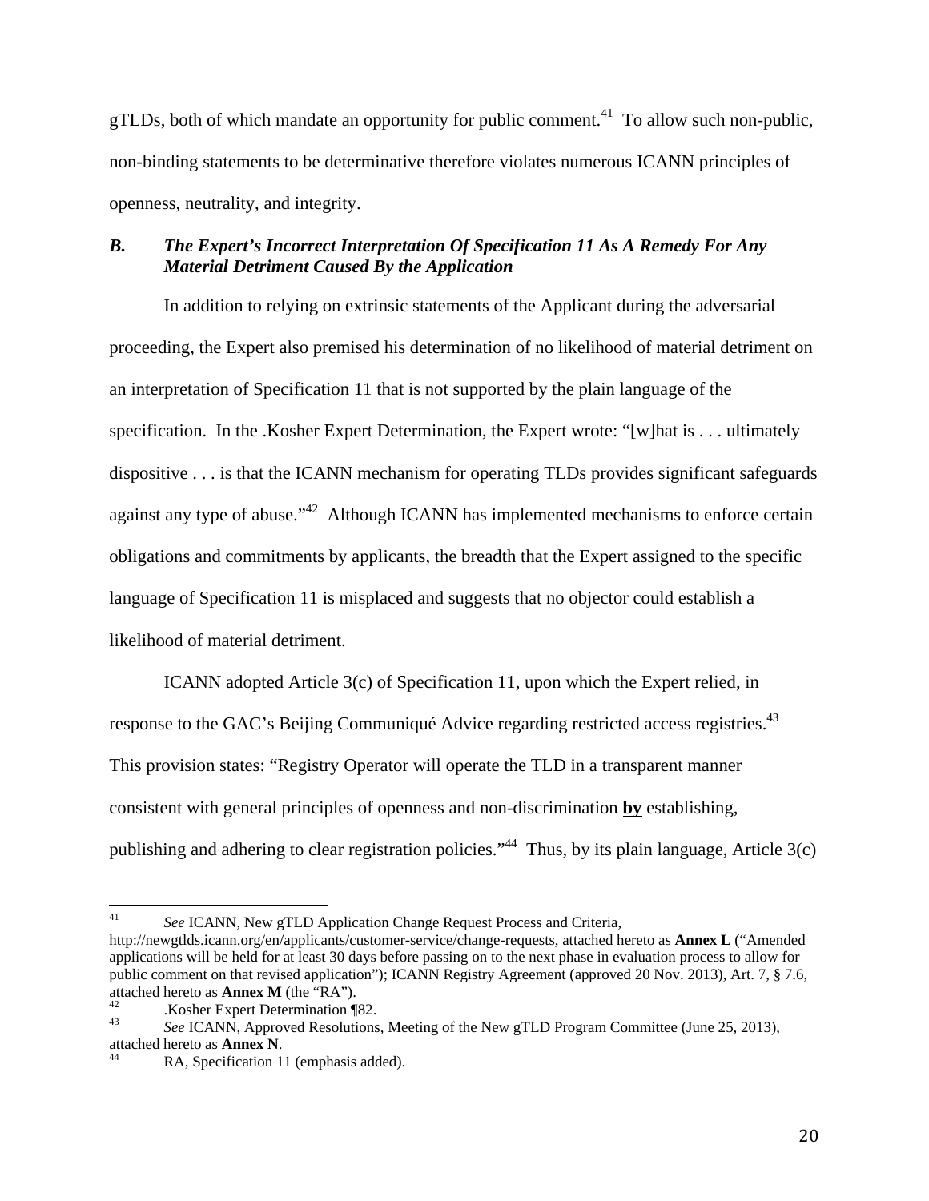gTLDs, both of which mandate an opportunity for public comment.[41] To allow such non-public, non-binding statements to be determinative therefore violates numerous ICANN principles of openness, neutrality, and integrity.

### *B. The Expert's Incorrect Interpretation Of Specification 11 As A Remedy For Any Material Detriment Caused By the Application*

In addition to relying on extrinsic statements of the Applicant during the adversarial proceeding, the Expert also premised his determination of no likelihood of material detriment on an interpretation of Specification 11 that is not supported by the plain language of the specification. In the .Kosher Expert Determination, the Expert wrote: "[w]hat is . . . ultimately dispositive . . . is that the ICANN mechanism for operating TLDs provides significant safeguards against any type of abuse."[42] Although ICANN has implemented mechanisms to enforce certain obligations and commitments by applicants, the breadth that the Expert assigned to the specific language of Specification 11 is misplaced and suggests that no objector could establish a likelihood of material detriment.

ICANN adopted Article 3(c) of Specification 11, upon which the Expert relied, in response to the GAC's Beijing Communiqué Advice regarding restricted access registries.[43] This provision states: "Registry Operator will operate the TLD in a transparent manner consistent with general principles of openness and non-discrimination **by** establishing, publishing and adhering to clear registration policies."[44] Thus, by its plain language, Article 3(c)

---

[41] *See* ICANN, New gTLD Application Change Request Process and Criteria, http://newgtlds.icann.org/en/applicants/customer-service/change-requests, attached hereto as **Annex L** ("Amended applications will be held for at least 30 days before passing on to the next phase in evaluation process to allow for public comment on that revised application"); ICANN Registry Agreement (approved 20 Nov. 2013), Art. 7, § 7.6, attached hereto as **Annex M** (the "RA").

[42] .Kosher Expert Determination ¶82.

[43] *See* ICANN, Approved Resolutions, Meeting of the New gTLD Program Committee (June 25, 2013), attached hereto as **Annex N**.

[44] RA, Specification 11 (emphasis added).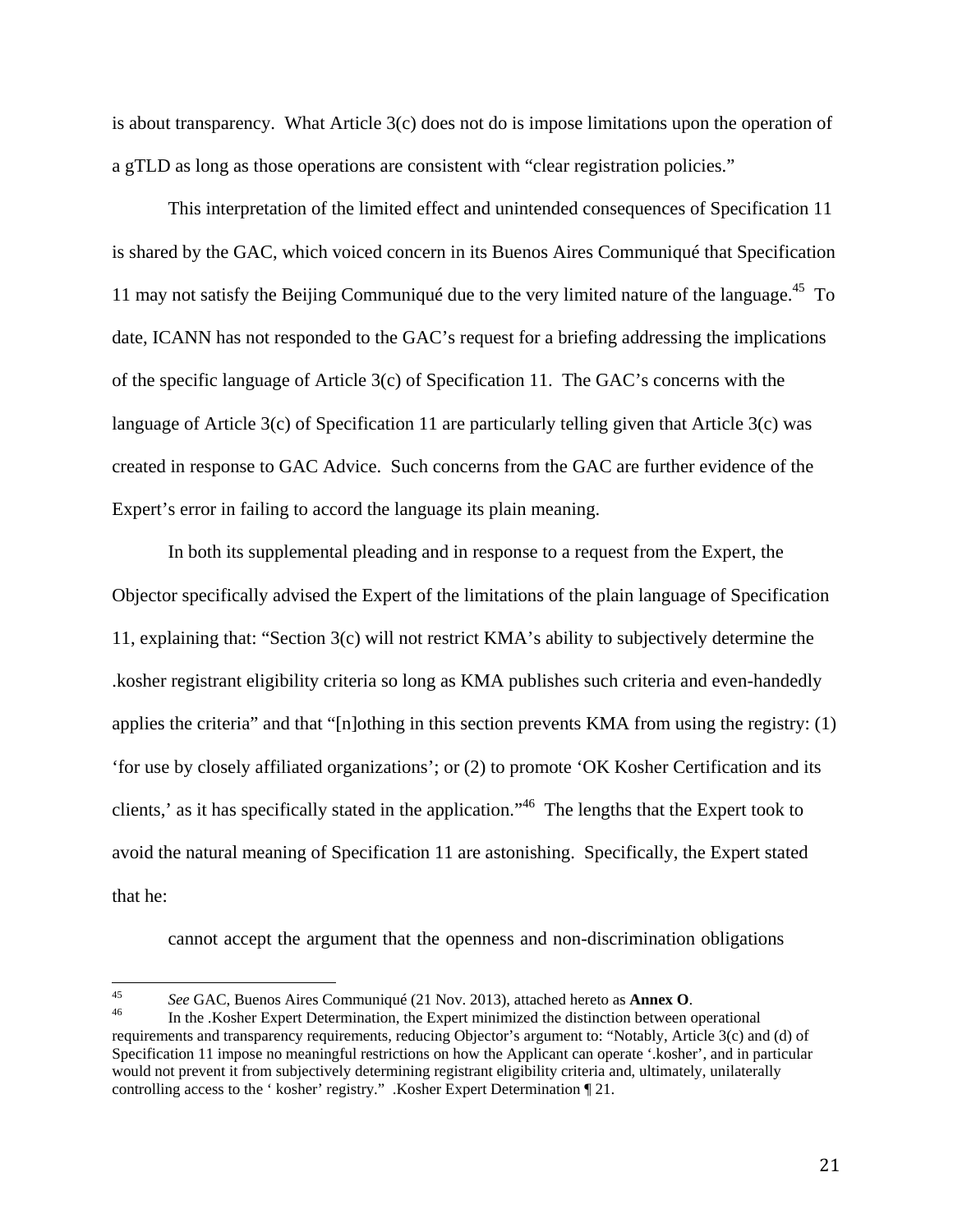is about transparency. What Article 3(c) does not do is impose limitations upon the operation of a gTLD as long as those operations are consistent with "clear registration policies."

This interpretation of the limited effect and unintended consequences of Specification 11 is shared by the GAC, which voiced concern in its Buenos Aires Communiqué that Specification 11 may not satisfy the Beijing Communiqué due to the very limited nature of the language.[45] To date, ICANN has not responded to the GAC's request for a briefing addressing the implications of the specific language of Article 3(c) of Specification 11. The GAC's concerns with the language of Article 3(c) of Specification 11 are particularly telling given that Article 3(c) was created in response to GAC Advice. Such concerns from the GAC are further evidence of the Expert's error in failing to accord the language its plain meaning.

In both its supplemental pleading and in response to a request from the Expert, the Objector specifically advised the Expert of the limitations of the plain language of Specification 11, explaining that: "Section 3(c) will not restrict KMA's ability to subjectively determine the .kosher registrant eligibility criteria so long as KMA publishes such criteria and even-handedly applies the criteria" and that "[n]othing in this section prevents KMA from using the registry: (1) 'for use by closely affiliated organizations'; or (2) to promote 'OK Kosher Certification and its clients,' as it has specifically stated in the application."[46] The lengths that the Expert took to avoid the natural meaning of Specification 11 are astonishing. Specifically, the Expert stated that he:

> cannot accept the argument that the openness and non-discrimination obligations

---

[45] *See* GAC, Buenos Aires Communiqué (21 Nov. 2013), attached hereto as **Annex O**.

[46] In the .Kosher Expert Determination, the Expert minimized the distinction between operational requirements and transparency requirements, reducing Objector's argument to: "Notably, Article 3(c) and (d) of Specification 11 impose no meaningful restrictions on how the Applicant can operate '.kosher', and in particular would not prevent it from subjectively determining registrant eligibility criteria and, ultimately, unilaterally controlling access to the ' kosher' registry." .Kosher Expert Determination ¶ 21.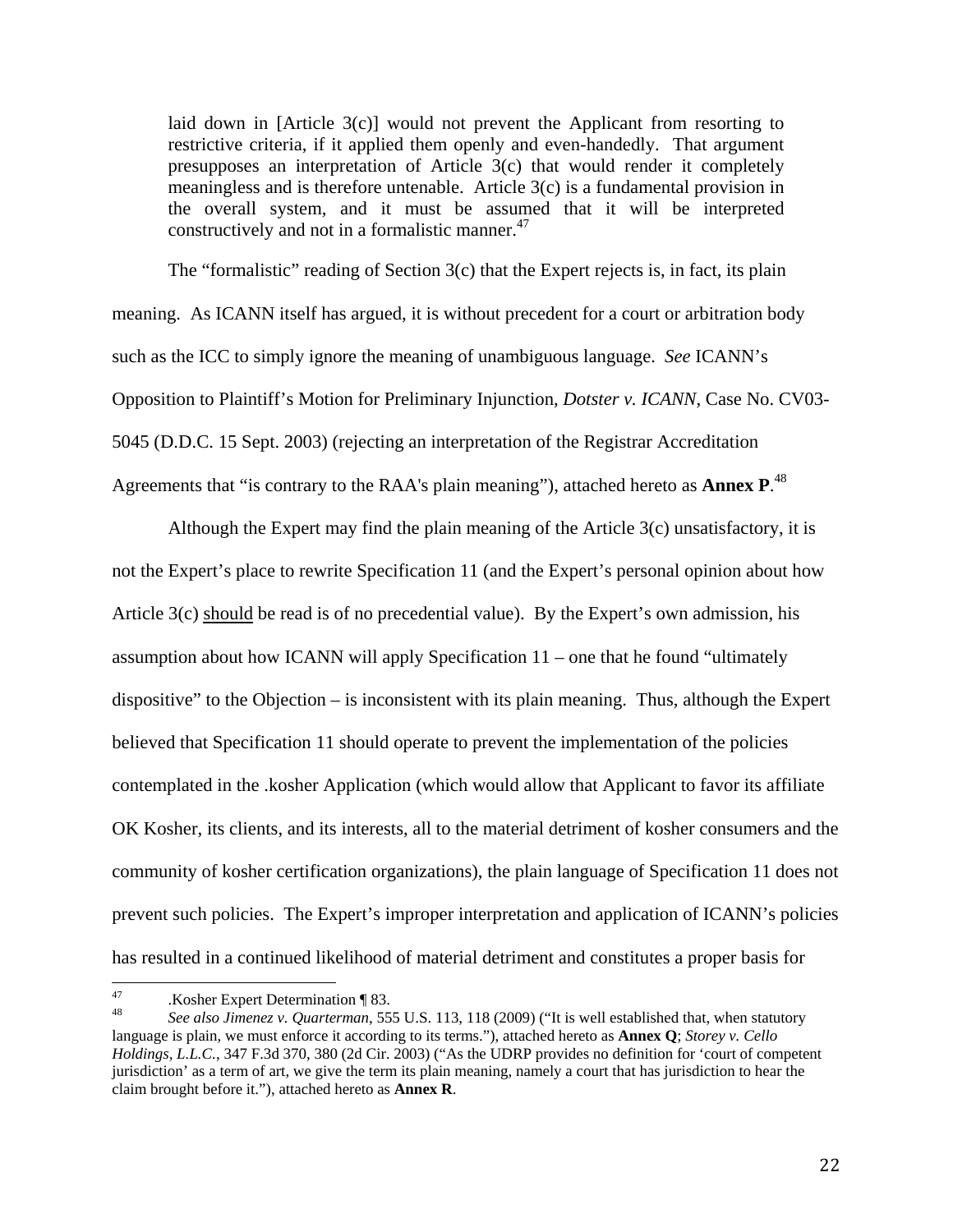> laid down in [Article 3(c)] would not prevent the Applicant from resorting to restrictive criteria, if it applied them openly and even-handedly. That argument presupposes an interpretation of Article 3(c) that would render it completely meaningless and is therefore untenable. Article 3(c) is a fundamental provision in the overall system, and it must be assumed that it will be interpreted constructively and not in a formalistic manner.[47]

The "formalistic" reading of Section 3(c) that the Expert rejects is, in fact, its plain meaning. As ICANN itself has argued, it is without precedent for a court or arbitration body such as the ICC to simply ignore the meaning of unambiguous language. *See* ICANN's Opposition to Plaintiff's Motion for Preliminary Injunction, *Dotster v. ICANN*, Case No. CV03-5045 (D.D.C. 15 Sept. 2003) (rejecting an interpretation of the Registrar Accreditation Agreements that "is contrary to the RAA's plain meaning"), attached hereto as **Annex P**.[48]

Although the Expert may find the plain meaning of the Article 3(c) unsatisfactory, it is not the Expert's place to rewrite Specification 11 (and the Expert's personal opinion about how Article 3(c) <u>should</u> be read is of no precedential value). By the Expert's own admission, his assumption about how ICANN will apply Specification 11 – one that he found "ultimately dispositive" to the Objection – is inconsistent with its plain meaning. Thus, although the Expert believed that Specification 11 should operate to prevent the implementation of the policies contemplated in the .kosher Application (which would allow that Applicant to favor its affiliate OK Kosher, its clients, and its interests, all to the material detriment of kosher consumers and the community of kosher certification organizations), the plain language of Specification 11 does not prevent such policies. The Expert's improper interpretation and application of ICANN's policies has resulted in a continued likelihood of material detriment and constitutes a proper basis for

---

[47] .Kosher Expert Determination ¶ 83.

[48] *See also Jimenez v. Quarterman*, 555 U.S. 113, 118 (2009) ("It is well established that, when statutory language is plain, we must enforce it according to its terms."), attached hereto as **Annex Q**; *Storey v. Cello Holdings, L.L.C.*, 347 F.3d 370, 380 (2d Cir. 2003) ("As the UDRP provides no definition for 'court of competent jurisdiction' as a term of art, we give the term its plain meaning, namely a court that has jurisdiction to hear the claim brought before it."), attached hereto as **Annex R**.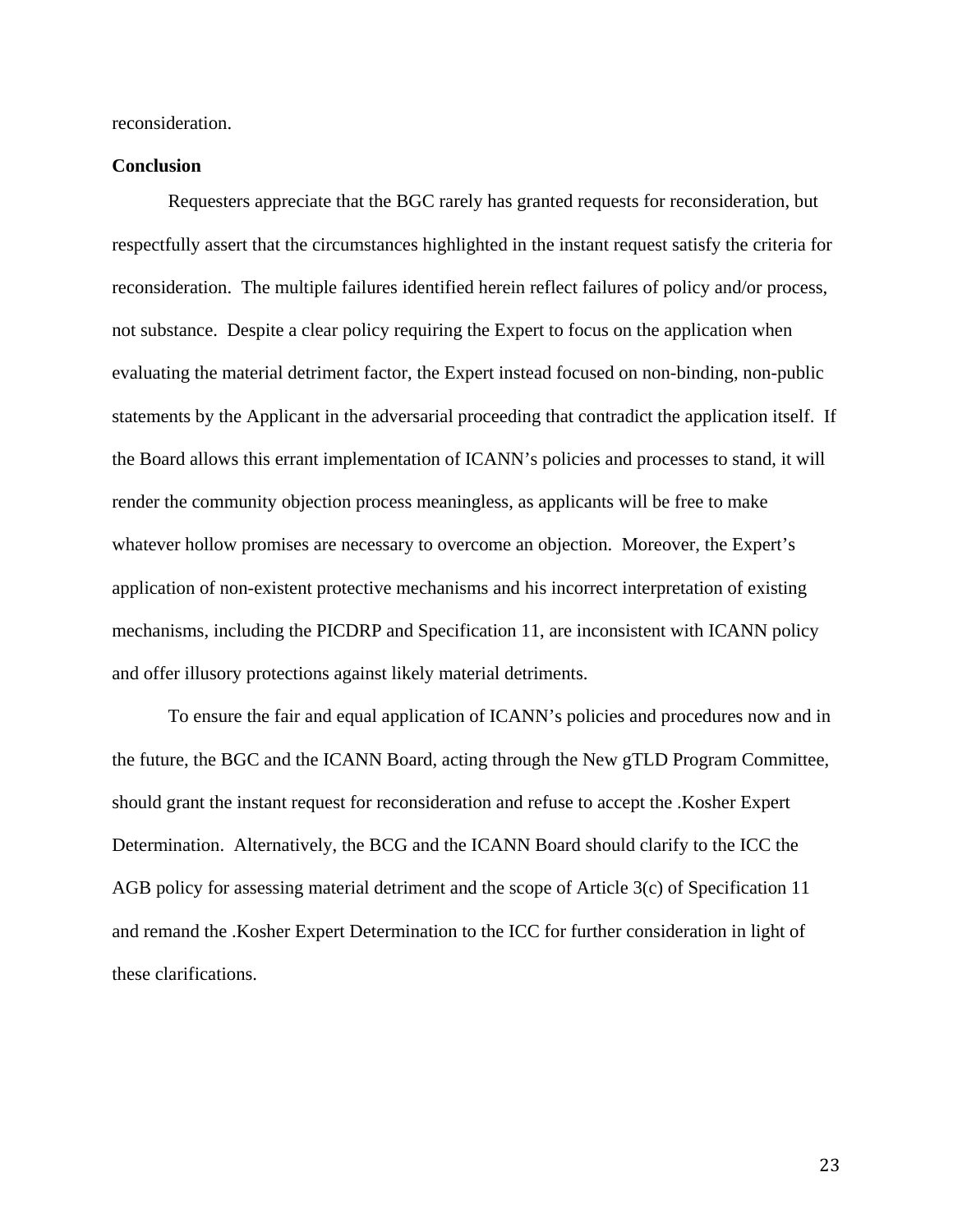reconsideration.

**Conclusion**

Requesters appreciate that the BGC rarely has granted requests for reconsideration, but respectfully assert that the circumstances highlighted in the instant request satisfy the criteria for reconsideration. The multiple failures identified herein reflect failures of policy and/or process, not substance. Despite a clear policy requiring the Expert to focus on the application when evaluating the material detriment factor, the Expert instead focused on non-binding, non-public statements by the Applicant in the adversarial proceeding that contradict the application itself. If the Board allows this errant implementation of ICANN's policies and processes to stand, it will render the community objection process meaningless, as applicants will be free to make whatever hollow promises are necessary to overcome an objection. Moreover, the Expert's application of non-existent protective mechanisms and his incorrect interpretation of existing mechanisms, including the PICDRP and Specification 11, are inconsistent with ICANN policy and offer illusory protections against likely material detriments.

To ensure the fair and equal application of ICANN's policies and procedures now and in the future, the BGC and the ICANN Board, acting through the New gTLD Program Committee, should grant the instant request for reconsideration and refuse to accept the .Kosher Expert Determination. Alternatively, the BCG and the ICANN Board should clarify to the ICC the AGB policy for assessing material detriment and the scope of Article 3(c) of Specification 11 and remand the .Kosher Expert Determination to the ICC for further consideration in light of these clarifications.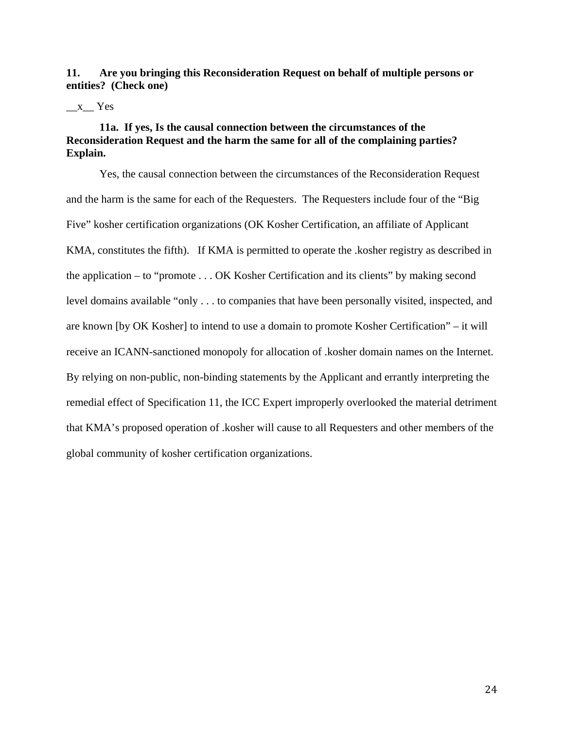**11. Are you bringing this Reconsideration Request on behalf of multiple persons or entities? (Check one)**

\_\_x\_\_ Yes

**11a. If yes, Is the causal connection between the circumstances of the Reconsideration Request and the harm the same for all of the complaining parties? Explain.**

Yes, the causal connection between the circumstances of the Reconsideration Request and the harm is the same for each of the Requesters. The Requesters include four of the "Big Five" kosher certification organizations (OK Kosher Certification, an affiliate of Applicant KMA, constitutes the fifth). If KMA is permitted to operate the .kosher registry as described in the application – to "promote . . . OK Kosher Certification and its clients" by making second level domains available "only . . . to companies that have been personally visited, inspected, and are known [by OK Kosher] to intend to use a domain to promote Kosher Certification" – it will receive an ICANN-sanctioned monopoly for allocation of .kosher domain names on the Internet. By relying on non-public, non-binding statements by the Applicant and errantly interpreting the remedial effect of Specification 11, the ICC Expert improperly overlooked the material detriment that KMA's proposed operation of .kosher will cause to all Requesters and other members of the global community of kosher certification organizations.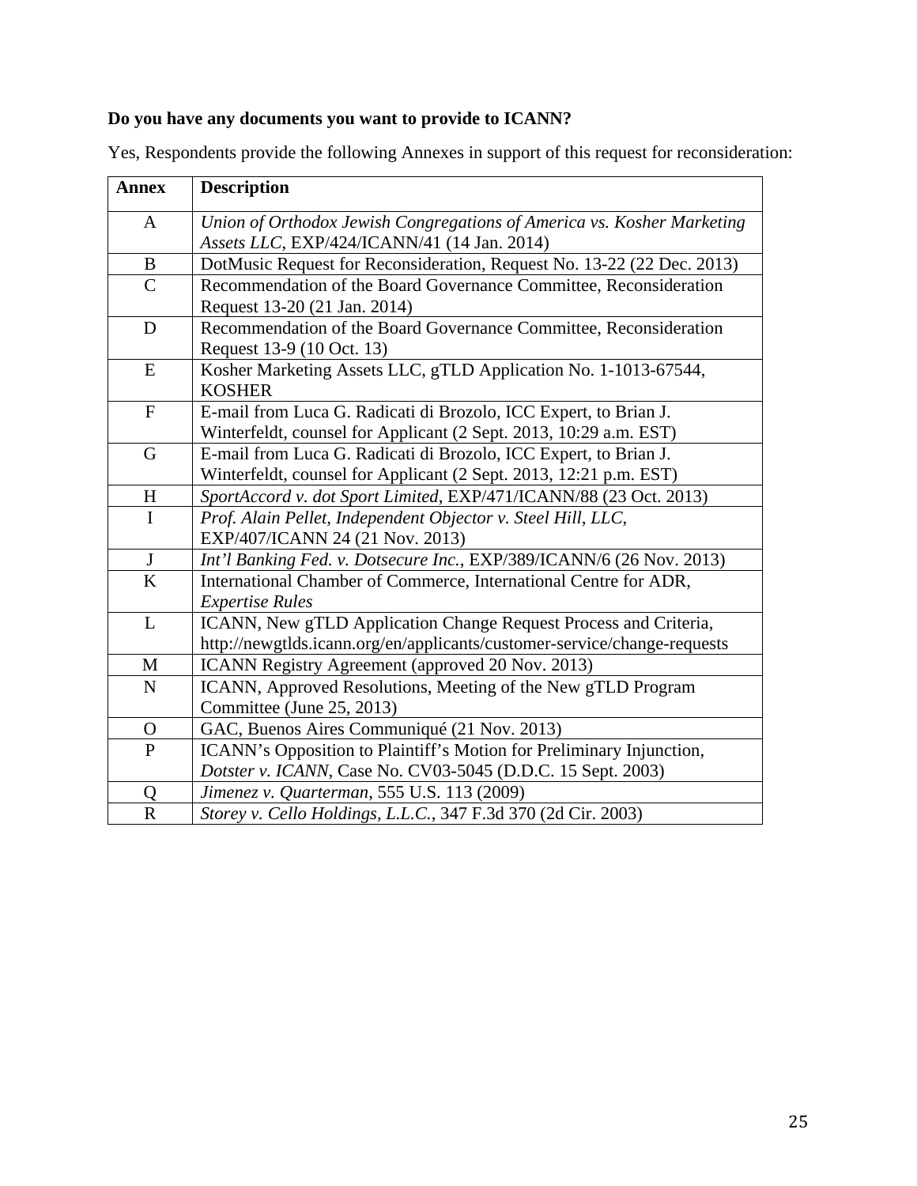**Do you have any documents you want to provide to ICANN?**

Yes, Respondents provide the following Annexes in support of this request for reconsideration:

| Annex | Description |
|---|---|
| A | *Union of Orthodox Jewish Congregations of America vs. Kosher Marketing Assets LLC*, EXP/424/ICANN/41 (14 Jan. 2014) |
| B | DotMusic Request for Reconsideration, Request No. 13-22 (22 Dec. 2013) |
| C | Recommendation of the Board Governance Committee, Reconsideration Request 13-20 (21 Jan. 2014) |
| D | Recommendation of the Board Governance Committee, Reconsideration Request 13-9 (10 Oct. 13) |
| E | Kosher Marketing Assets LLC, gTLD Application No. 1-1013-67544, KOSHER |
| F | E-mail from Luca G. Radicati di Brozolo, ICC Expert, to Brian J. Winterfeldt, counsel for Applicant (2 Sept. 2013, 10:29 a.m. EST) |
| G | E-mail from Luca G. Radicati di Brozolo, ICC Expert, to Brian J. Winterfeldt, counsel for Applicant (2 Sept. 2013, 12:21 p.m. EST) |
| H | *SportAccord v. dot Sport Limited*, EXP/471/ICANN/88 (23 Oct. 2013) |
| I | *Prof. Alain Pellet, Independent Objector v. Steel Hill, LLC*, EXP/407/ICANN 24 (21 Nov. 2013) |
| J | *Int'l Banking Fed. v. Dotsecure Inc.*, EXP/389/ICANN/6 (26 Nov. 2013) |
| K | International Chamber of Commerce, International Centre for ADR, *Expertise Rules* |
| L | ICANN, New gTLD Application Change Request Process and Criteria, http://newgtlds.icann.org/en/applicants/customer-service/change-requests |
| M | ICANN Registry Agreement (approved 20 Nov. 2013) |
| N | ICANN, Approved Resolutions, Meeting of the New gTLD Program Committee (June 25, 2013) |
| O | GAC, Buenos Aires Communiqué (21 Nov. 2013) |
| P | ICANN's Opposition to Plaintiff's Motion for Preliminary Injunction, *Dotster v. ICANN*, Case No. CV03-5045 (D.D.C. 15 Sept. 2003) |
| Q | *Jimenez v. Quarterman*, 555 U.S. 113 (2009) |
| R | *Storey v. Cello Holdings, L.L.C.*, 347 F.3d 370 (2d Cir. 2003) |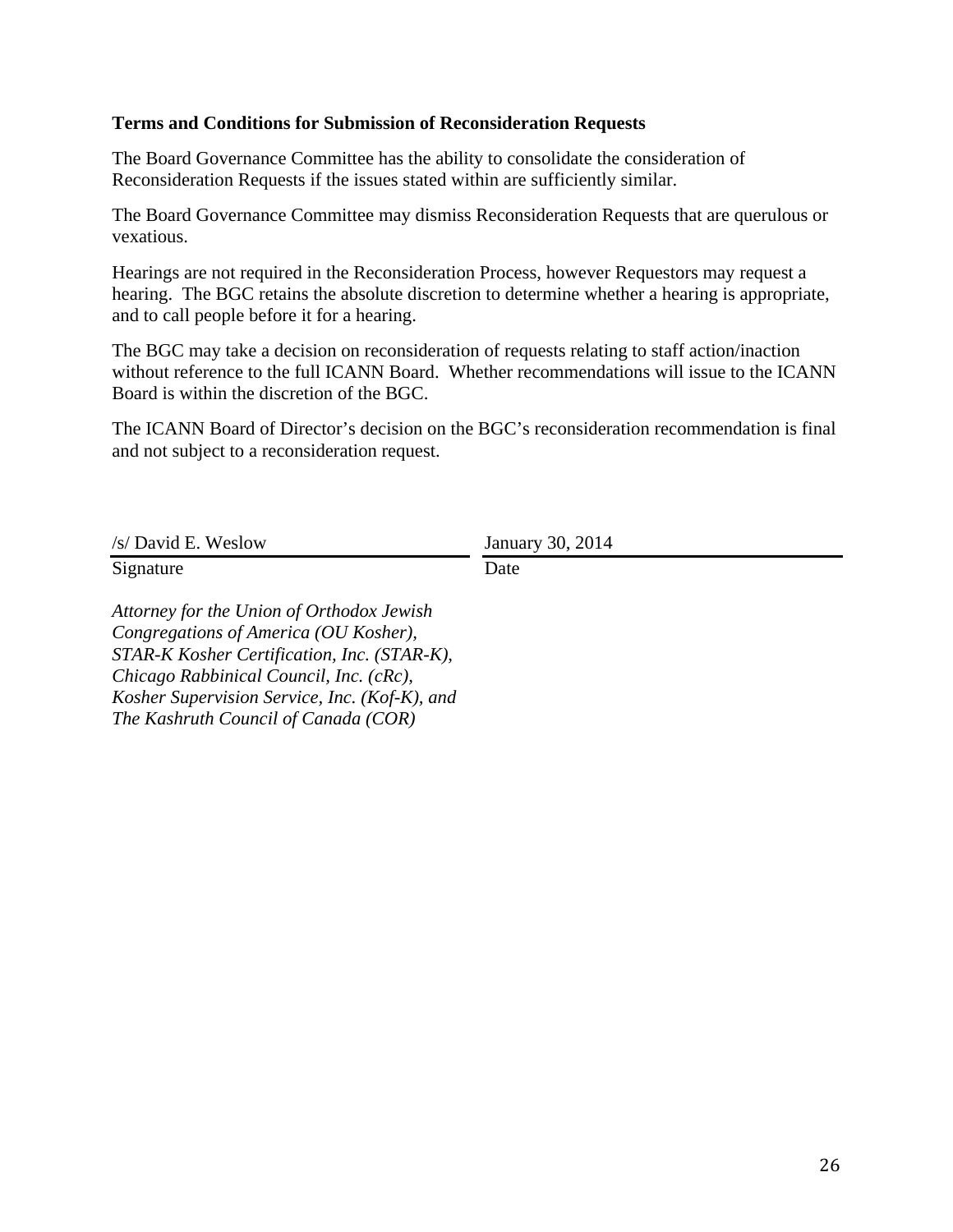**Terms and Conditions for Submission of Reconsideration Requests**

The Board Governance Committee has the ability to consolidate the consideration of Reconsideration Requests if the issues stated within are sufficiently similar.

The Board Governance Committee may dismiss Reconsideration Requests that are querulous or vexatious.

Hearings are not required in the Reconsideration Process, however Requestors may request a hearing. The BGC retains the absolute discretion to determine whether a hearing is appropriate, and to call people before it for a hearing.

The BGC may take a decision on reconsideration of requests relating to staff action/inaction without reference to the full ICANN Board. Whether recommendations will issue to the ICANN Board is within the discretion of the BGC.

The ICANN Board of Director's decision on the BGC's reconsideration recommendation is final and not subject to a reconsideration request.

| | |
|---|---|
| /s/ David E. Weslow | January 30, 2014 |
| Signature | Date |

*Attorney for the Union of Orthodox Jewish Congregations of America (OU Kosher), STAR-K Kosher Certification, Inc. (STAR-K), Chicago Rabbinical Council, Inc. (cRc), Kosher Supervision Service, Inc. (Kof-K), and The Kashruth Council of Canada (COR)*